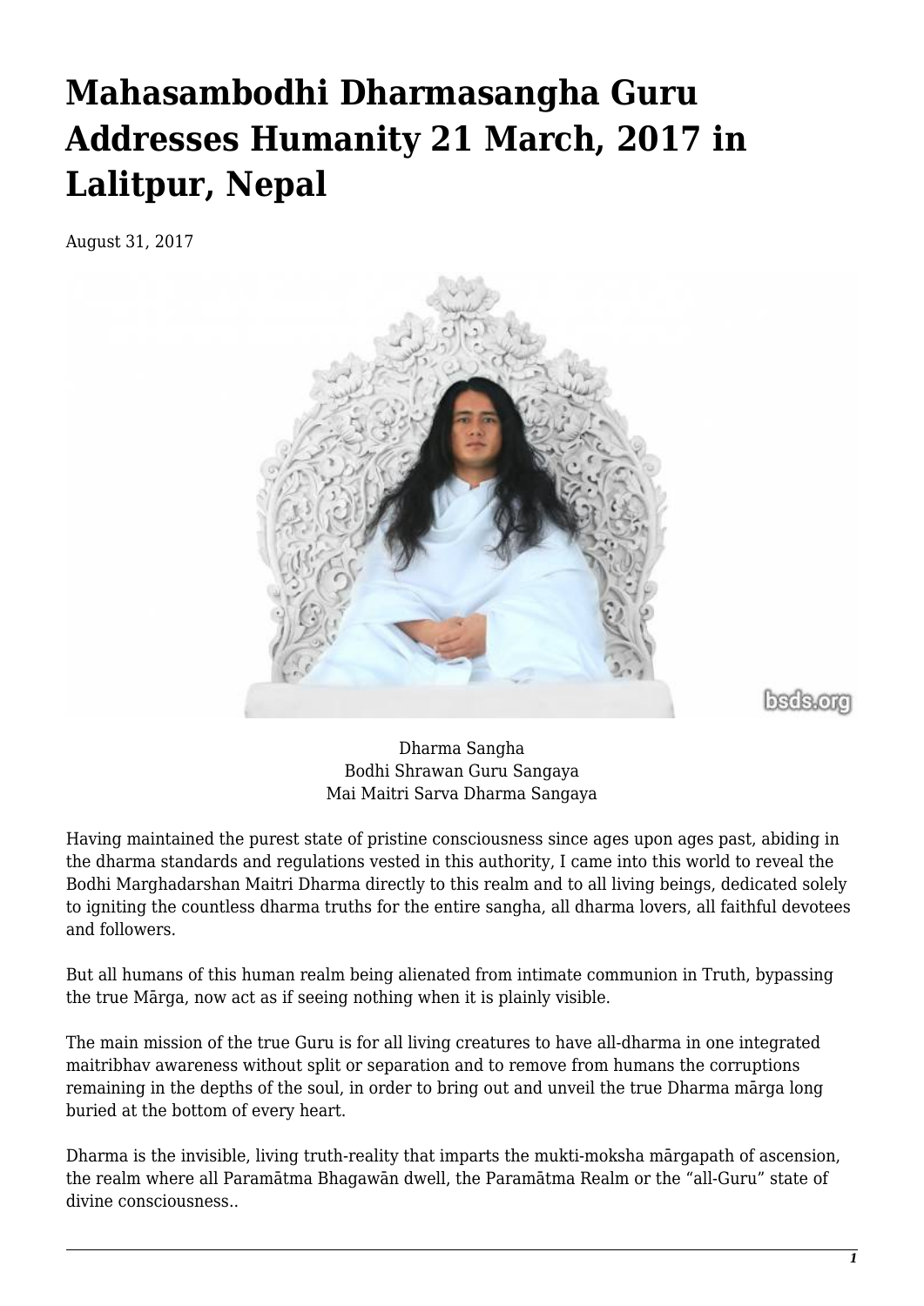# Mahasambodhi Dharmasangha Guru Addresses Humanity 21 March, 2017 in Lalitpur, Nepal

August 31, 2017

Dharma Sangha
Bodhi Shrawan Guru Sangaya
Mai Maitri Sarva Dharma Sangaya

Having maintained the purest state of pristine consciousness since ages upon ages past, abiding in the dharma standards and regulations vested in this authority, I came into this world to reveal the Bodhi Marghadarshan Maitri Dharma directly to this realm and to all living beings, dedicated solely to igniting the countless dharma truths for the entire sangha, all dharma lovers, all faithful devotees and followers.

But all humans of this human realm being alienated from intimate communion in Truth, bypassing the true Mārga, now act as if seeing nothing when it is plainly visible.

The main mission of the true Guru is for all living creatures to have all-dharma in one integrated maitribhav awareness without split or separation and to remove from humans the corruptions remaining in the depths of the soul, in order to bring out and unveil the true Dharma mārga long buried at the bottom of every heart.

Dharma is the invisible, living truth-reality that imparts the mukti-moksha mārgapath of ascension, the realm where all Paramātma Bhagawān dwell, the Paramātma Realm or the "all-Guru" state of divine consciousness..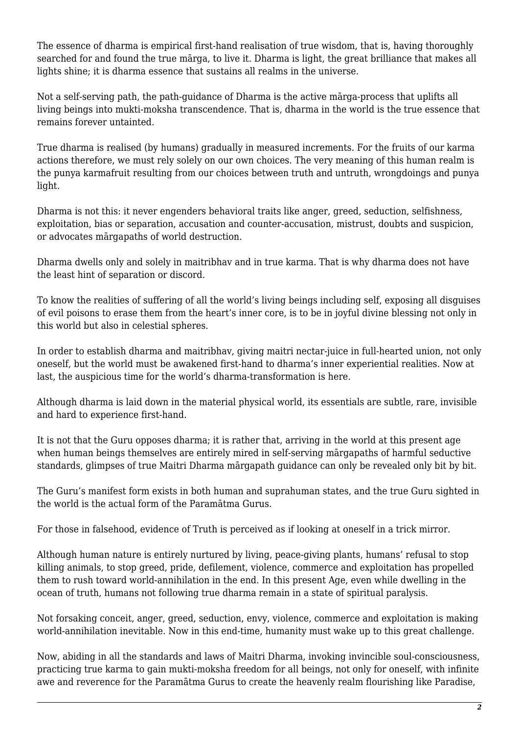The essence of dharma is empirical first-hand realisation of true wisdom, that is, having thoroughly searched for and found the true mārga, to live it. Dharma is light, the great brilliance that makes all lights shine; it is dharma essence that sustains all realms in the universe.

Not a self-serving path, the path-guidance of Dharma is the active mārga-process that uplifts all living beings into mukti-moksha transcendence. That is, dharma in the world is the true essence that remains forever untainted.

True dharma is realised (by humans) gradually in measured increments. For the fruits of our karma actions therefore, we must rely solely on our own choices. The very meaning of this human realm is the punya karmafruit resulting from our choices between truth and untruth, wrongdoings and punya light.

Dharma is not this: it never engenders behavioral traits like anger, greed, seduction, selfishness, exploitation, bias or separation, accusation and counter-accusation, mistrust, doubts and suspicion, or advocates mārgapaths of world destruction.

Dharma dwells only and solely in maitribhav and in true karma. That is why dharma does not have the least hint of separation or discord.

To know the realities of suffering of all the world's living beings including self, exposing all disguises of evil poisons to erase them from the heart's inner core, is to be in joyful divine blessing not only in this world but also in celestial spheres.

In order to establish dharma and maitribhav, giving maitri nectar-juice in full-hearted union, not only oneself, but the world must be awakened first-hand to dharma's inner experiential realities. Now at last, the auspicious time for the world's dharma-transformation is here.

Although dharma is laid down in the material physical world, its essentials are subtle, rare, invisible and hard to experience first-hand.

It is not that the Guru opposes dharma; it is rather that, arriving in the world at this present age when human beings themselves are entirely mired in self-serving mārgapaths of harmful seductive standards, glimpses of true Maitri Dharma mārgapath guidance can only be revealed only bit by bit.

The Guru's manifest form exists in both human and suprahuman states, and the true Guru sighted in the world is the actual form of the Paramātma Gurus.

For those in falsehood, evidence of Truth is perceived as if looking at oneself in a trick mirror.

Although human nature is entirely nurtured by living, peace-giving plants, humans' refusal to stop killing animals, to stop greed, pride, defilement, violence, commerce and exploitation has propelled them to rush toward world-annihilation in the end. In this present Age, even while dwelling in the ocean of truth, humans not following true dharma remain in a state of spiritual paralysis.

Not forsaking conceit, anger, greed, seduction, envy, violence, commerce and exploitation is making world-annihilation inevitable. Now in this end-time, humanity must wake up to this great challenge.

Now, abiding in all the standards and laws of Maitri Dharma, invoking invincible soul-consciousness, practicing true karma to gain mukti-moksha freedom for all beings, not only for oneself, with infinite awe and reverence for the Paramātma Gurus to create the heavenly realm flourishing like Paradise,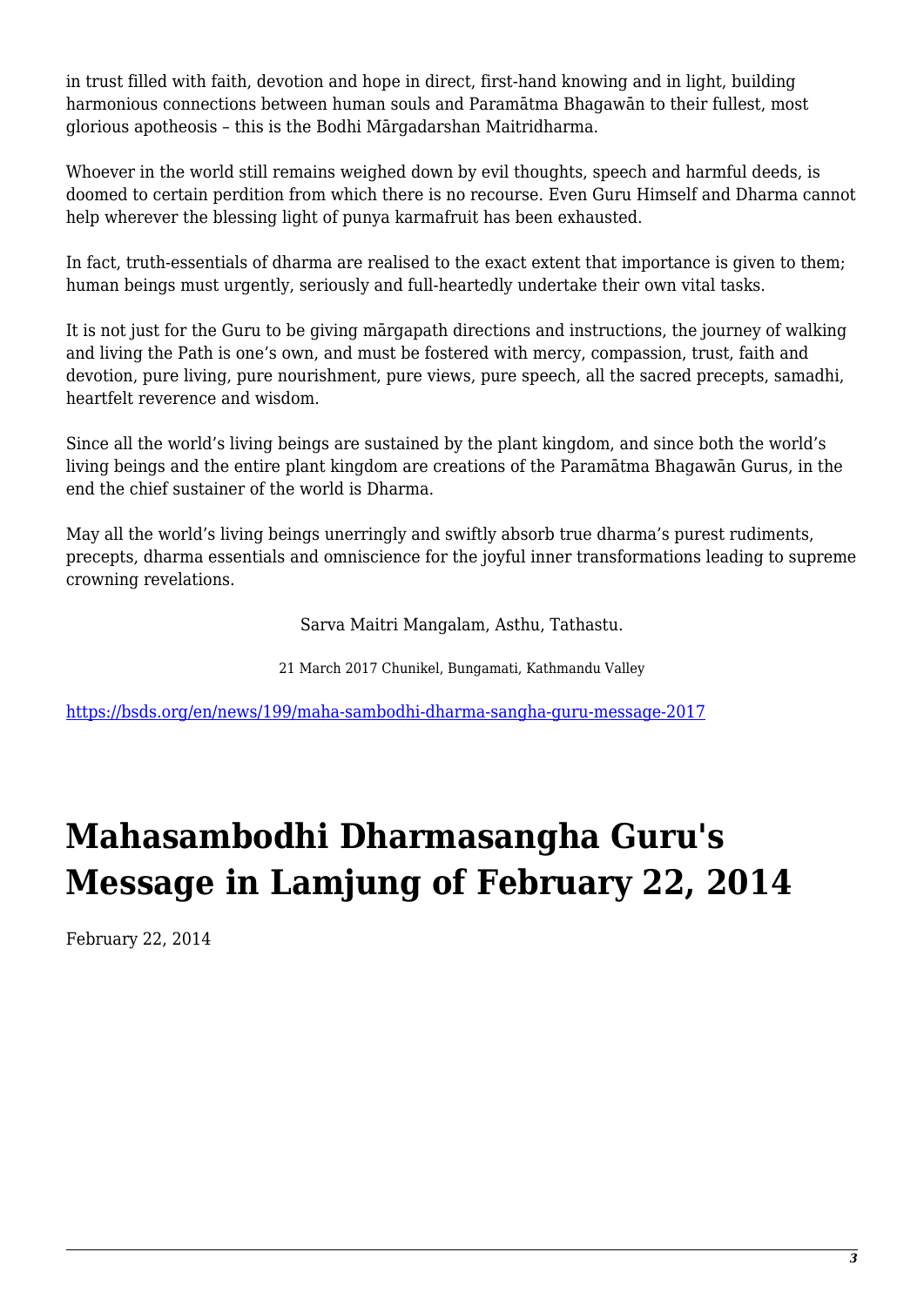in trust filled with faith, devotion and hope in direct, first-hand knowing and in light, building harmonious connections between human souls and Paramātma Bhagawān to their fullest, most glorious apotheosis – this is the Bodhi Mārgadarshan Maitridharma.

Whoever in the world still remains weighed down by evil thoughts, speech and harmful deeds, is doomed to certain perdition from which there is no recourse. Even Guru Himself and Dharma cannot help wherever the blessing light of punya karmafruit has been exhausted.

In fact, truth-essentials of dharma are realised to the exact extent that importance is given to them; human beings must urgently, seriously and full-heartedly undertake their own vital tasks.

It is not just for the Guru to be giving mārgapath directions and instructions, the journey of walking and living the Path is one's own, and must be fostered with mercy, compassion, trust, faith and devotion, pure living, pure nourishment, pure views, pure speech, all the sacred precepts, samadhi, heartfelt reverence and wisdom.

Since all the world's living beings are sustained by the plant kingdom, and since both the world's living beings and the entire plant kingdom are creations of the Paramātma Bhagawān Gurus, in the end the chief sustainer of the world is Dharma.

May all the world's living beings unerringly and swiftly absorb true dharma's purest rudiments, precepts, dharma essentials and omniscience for the joyful inner transformations leading to supreme crowning revelations.

Sarva Maitri Mangalam, Asthu, Tathastu.

21 March 2017 Chunikel, Bungamati, Kathmandu Valley

https://bsds.org/en/news/199/maha-sambodhi-dharma-sangha-guru-message-2017

# Mahasambodhi Dharmasangha Guru's Message in Lamjung of February 22, 2014

February 22, 2014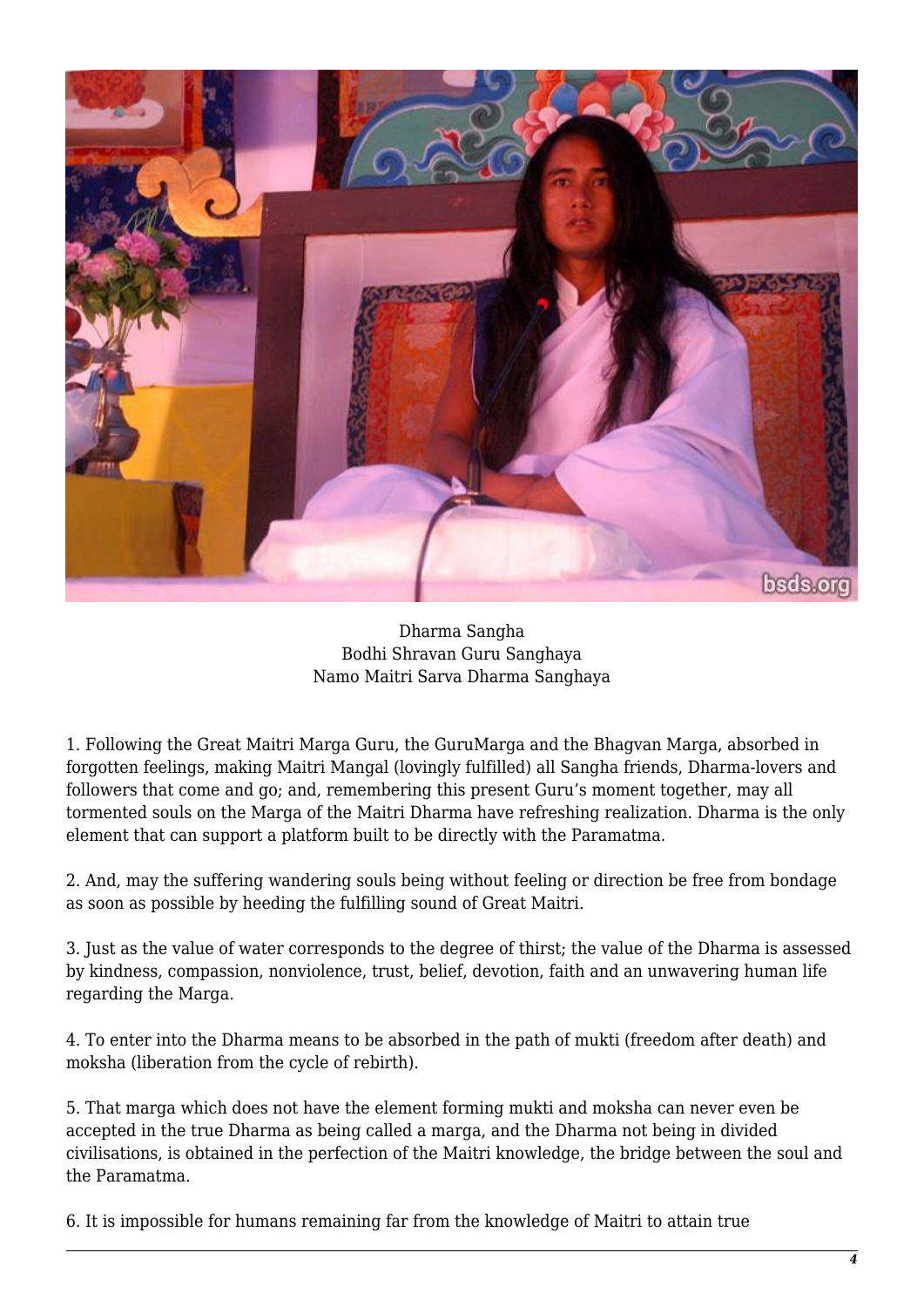Dharma Sangha
Bodhi Shravan Guru Sanghaya
Namo Maitri Sarva Dharma Sanghaya

1. Following the Great Maitri Marga Guru, the GuruMarga and the Bhagvan Marga, absorbed in forgotten feelings, making Maitri Mangal (lovingly fulfilled) all Sangha friends, Dharma-lovers and followers that come and go; and, remembering this present Guru's moment together, may all tormented souls on the Marga of the Maitri Dharma have refreshing realization. Dharma is the only element that can support a platform built to be directly with the Paramatma.

2. And, may the suffering wandering souls being without feeling or direction be free from bondage as soon as possible by heeding the fulfilling sound of Great Maitri.

3. Just as the value of water corresponds to the degree of thirst; the value of the Dharma is assessed by kindness, compassion, nonviolence, trust, belief, devotion, faith and an unwavering human life regarding the Marga.

4. To enter into the Dharma means to be absorbed in the path of mukti (freedom after death) and moksha (liberation from the cycle of rebirth).

5. That marga which does not have the element forming mukti and moksha can never even be accepted in the true Dharma as being called a marga, and the Dharma not being in divided civilisations, is obtained in the perfection of the Maitri knowledge, the bridge between the soul and the Paramatma.

6. It is impossible for humans remaining far from the knowledge of Maitri to attain true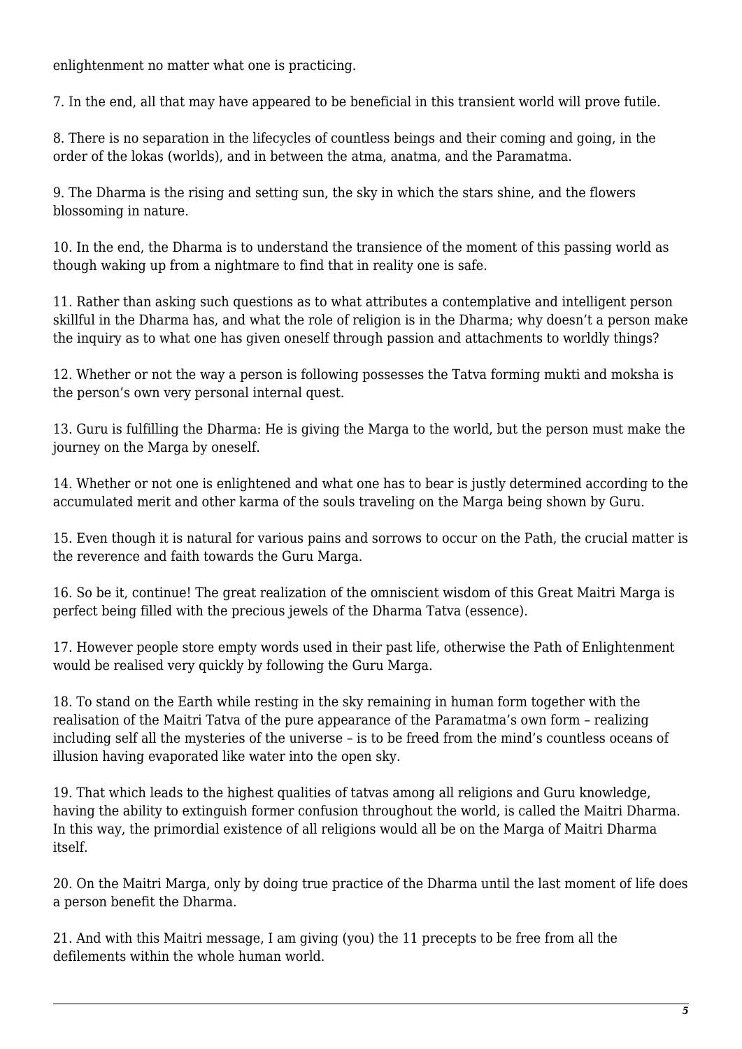enlightenment no matter what one is practicing.

7. In the end, all that may have appeared to be beneficial in this transient world will prove futile.

8. There is no separation in the lifecycles of countless beings and their coming and going, in the order of the lokas (worlds), and in between the atma, anatma, and the Paramatma.

9. The Dharma is the rising and setting sun, the sky in which the stars shine, and the flowers blossoming in nature.

10. In the end, the Dharma is to understand the transience of the moment of this passing world as though waking up from a nightmare to find that in reality one is safe.

11. Rather than asking such questions as to what attributes a contemplative and intelligent person skillful in the Dharma has, and what the role of religion is in the Dharma; why doesn't a person make the inquiry as to what one has given oneself through passion and attachments to worldly things?

12. Whether or not the way a person is following possesses the Tatva forming mukti and moksha is the person's own very personal internal quest.

13. Guru is fulfilling the Dharma: He is giving the Marga to the world, but the person must make the journey on the Marga by oneself.

14. Whether or not one is enlightened and what one has to bear is justly determined according to the accumulated merit and other karma of the souls traveling on the Marga being shown by Guru.

15. Even though it is natural for various pains and sorrows to occur on the Path, the crucial matter is the reverence and faith towards the Guru Marga.

16. So be it, continue! The great realization of the omniscient wisdom of this Great Maitri Marga is perfect being filled with the precious jewels of the Dharma Tatva (essence).

17. However people store empty words used in their past life, otherwise the Path of Enlightenment would be realised very quickly by following the Guru Marga.

18. To stand on the Earth while resting in the sky remaining in human form together with the realisation of the Maitri Tatva of the pure appearance of the Paramatma's own form – realizing including self all the mysteries of the universe – is to be freed from the mind's countless oceans of illusion having evaporated like water into the open sky.

19. That which leads to the highest qualities of tatvas among all religions and Guru knowledge, having the ability to extinguish former confusion throughout the world, is called the Maitri Dharma. In this way, the primordial existence of all religions would all be on the Marga of Maitri Dharma itself.

20. On the Maitri Marga, only by doing true practice of the Dharma until the last moment of life does a person benefit the Dharma.

21. And with this Maitri message, I am giving (you) the 11 precepts to be free from all the defilements within the whole human world.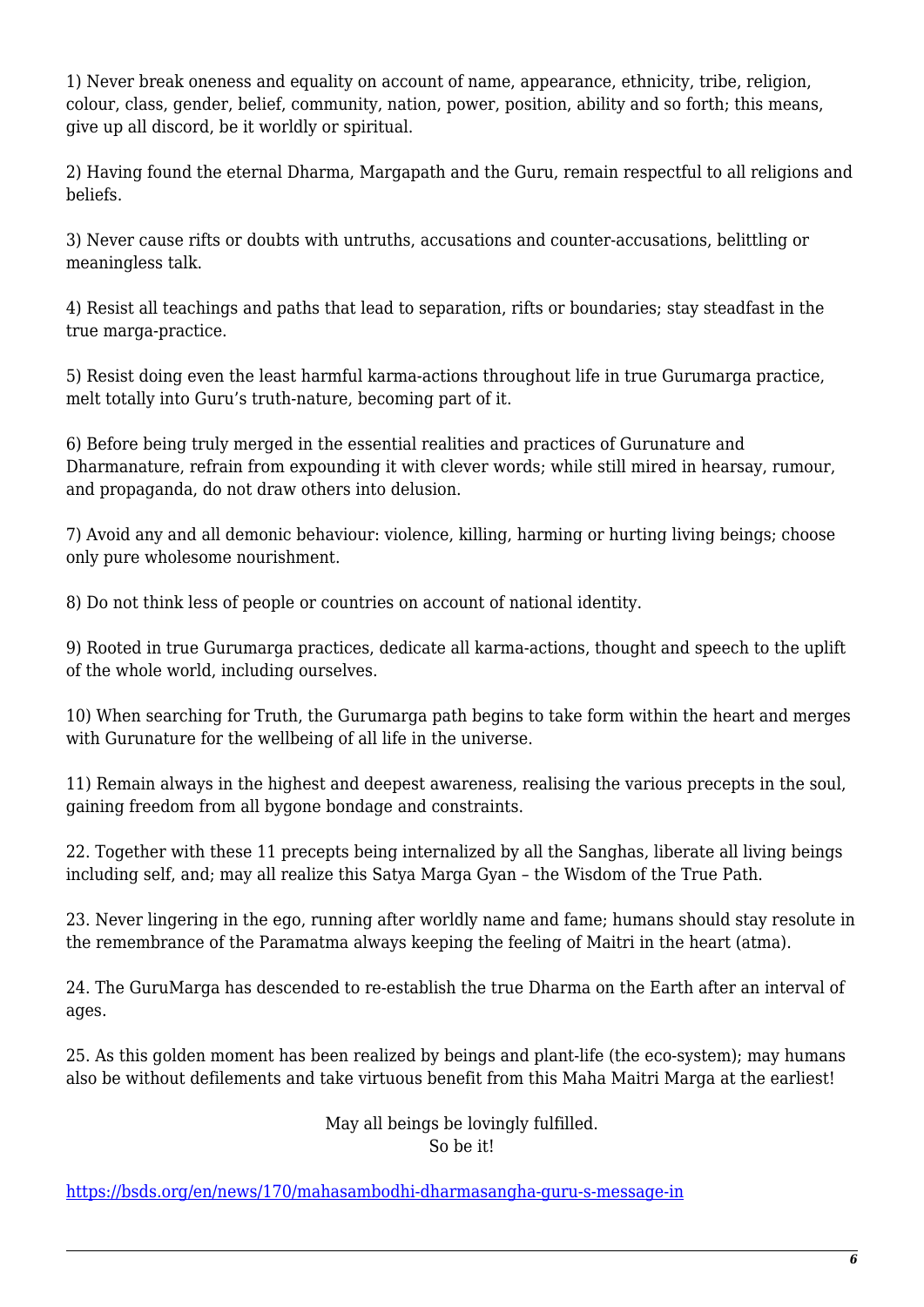1) Never break oneness and equality on account of name, appearance, ethnicity, tribe, religion, colour, class, gender, belief, community, nation, power, position, ability and so forth; this means, give up all discord, be it worldly or spiritual.

2) Having found the eternal Dharma, Margapath and the Guru, remain respectful to all religions and beliefs.

3) Never cause rifts or doubts with untruths, accusations and counter-accusations, belittling or meaningless talk.

4) Resist all teachings and paths that lead to separation, rifts or boundaries; stay steadfast in the true marga-practice.

5) Resist doing even the least harmful karma-actions throughout life in true Gurumarga practice, melt totally into Guru's truth-nature, becoming part of it.

6) Before being truly merged in the essential realities and practices of Gurunature and Dharmanature, refrain from expounding it with clever words; while still mired in hearsay, rumour, and propaganda, do not draw others into delusion.

7) Avoid any and all demonic behaviour: violence, killing, harming or hurting living beings; choose only pure wholesome nourishment.

8) Do not think less of people or countries on account of national identity.

9) Rooted in true Gurumarga practices, dedicate all karma-actions, thought and speech to the uplift of the whole world, including ourselves.

10) When searching for Truth, the Gurumarga path begins to take form within the heart and merges with Gurunature for the wellbeing of all life in the universe.

11) Remain always in the highest and deepest awareness, realising the various precepts in the soul, gaining freedom from all bygone bondage and constraints.

22. Together with these 11 precepts being internalized by all the Sanghas, liberate all living beings including self, and; may all realize this Satya Marga Gyan – the Wisdom of the True Path.

23. Never lingering in the ego, running after worldly name and fame; humans should stay resolute in the remembrance of the Paramatma always keeping the feeling of Maitri in the heart (atma).

24. The GuruMarga has descended to re-establish the true Dharma on the Earth after an interval of ages.

25. As this golden moment has been realized by beings and plant-life (the eco-system); may humans also be without defilements and take virtuous benefit from this Maha Maitri Marga at the earliest!

May all beings be lovingly fulfilled.
So be it!

https://bsds.org/en/news/170/mahasambodhi-dharmasangha-guru-s-message-in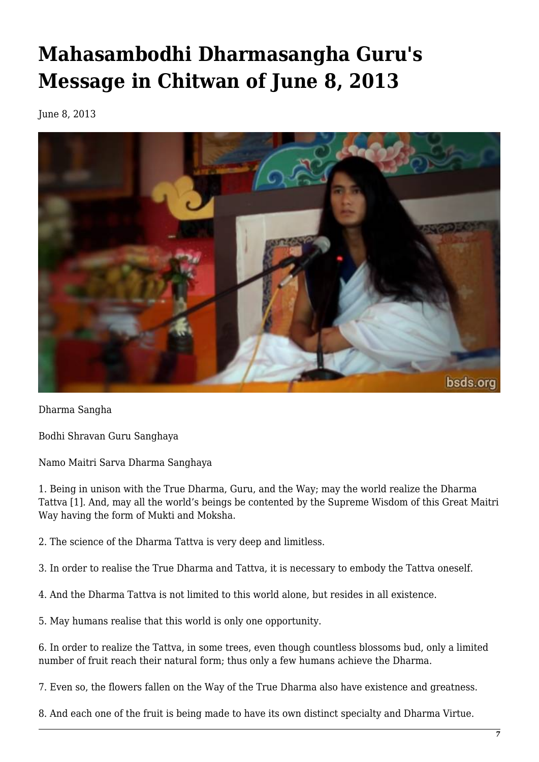# Mahasambodhi Dharmasangha Guru's Message in Chitwan of June 8, 2013

June 8, 2013

Dharma Sangha

Bodhi Shravan Guru Sanghaya

Namo Maitri Sarva Dharma Sanghaya

1. Being in unison with the True Dharma, Guru, and the Way; may the world realize the Dharma Tattva [1]. And, may all the world's beings be contented by the Supreme Wisdom of this Great Maitri Way having the form of Mukti and Moksha.

2. The science of the Dharma Tattva is very deep and limitless.

3. In order to realise the True Dharma and Tattva, it is necessary to embody the Tattva oneself.

4. And the Dharma Tattva is not limited to this world alone, but resides in all existence.

5. May humans realise that this world is only one opportunity.

6. In order to realize the Tattva, in some trees, even though countless blossoms bud, only a limited number of fruit reach their natural form; thus only a few humans achieve the Dharma.

7. Even so, the flowers fallen on the Way of the True Dharma also have existence and greatness.

8. And each one of the fruit is being made to have its own distinct specialty and Dharma Virtue.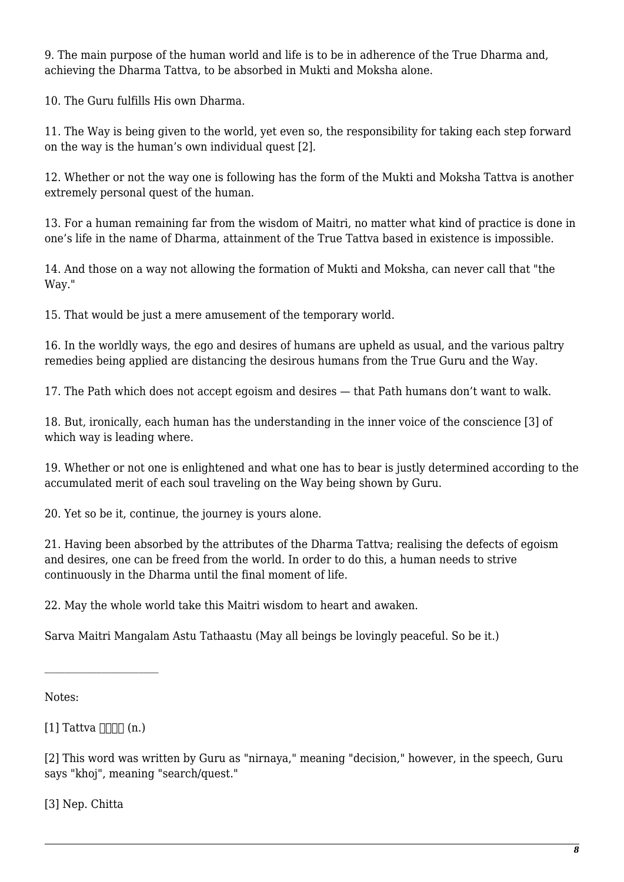9. The main purpose of the human world and life is to be in adherence of the True Dharma and, achieving the Dharma Tattva, to be absorbed in Mukti and Moksha alone.

10. The Guru fulfills His own Dharma.

11. The Way is being given to the world, yet even so, the responsibility for taking each step forward on the way is the human's own individual quest [2].

12. Whether or not the way one is following has the form of the Mukti and Moksha Tattva is another extremely personal quest of the human.

13. For a human remaining far from the wisdom of Maitri, no matter what kind of practice is done in one's life in the name of Dharma, attainment of the True Tattva based in existence is impossible.

14. And those on a way not allowing the formation of Mukti and Moksha, can never call that "the Way."

15. That would be just a mere amusement of the temporary world.

16. In the worldly ways, the ego and desires of humans are upheld as usual, and the various paltry remedies being applied are distancing the desirous humans from the True Guru and the Way.

17. The Path which does not accept egoism and desires — that Path humans don't want to walk.

18. But, ironically, each human has the understanding in the inner voice of the conscience [3] of which way is leading where.

19. Whether or not one is enlightened and what one has to bear is justly determined according to the accumulated merit of each soul traveling on the Way being shown by Guru.

20. Yet so be it, continue, the journey is yours alone.

21. Having been absorbed by the attributes of the Dharma Tattva; realising the defects of egoism and desires, one can be freed from the world. In order to do this, a human needs to strive continuously in the Dharma until the final moment of life.

22. May the whole world take this Maitri wisdom to heart and awaken.

Sarva Maitri Mangalam Astu Tathaastu (May all beings be lovingly peaceful. So be it.)

---

Notes:

[1] Tattva तत्त्व (n.)

[2] This word was written by Guru as "nirnaya," meaning "decision," however, in the speech, Guru says "khoj", meaning "search/quest."

[3] Nep. Chitta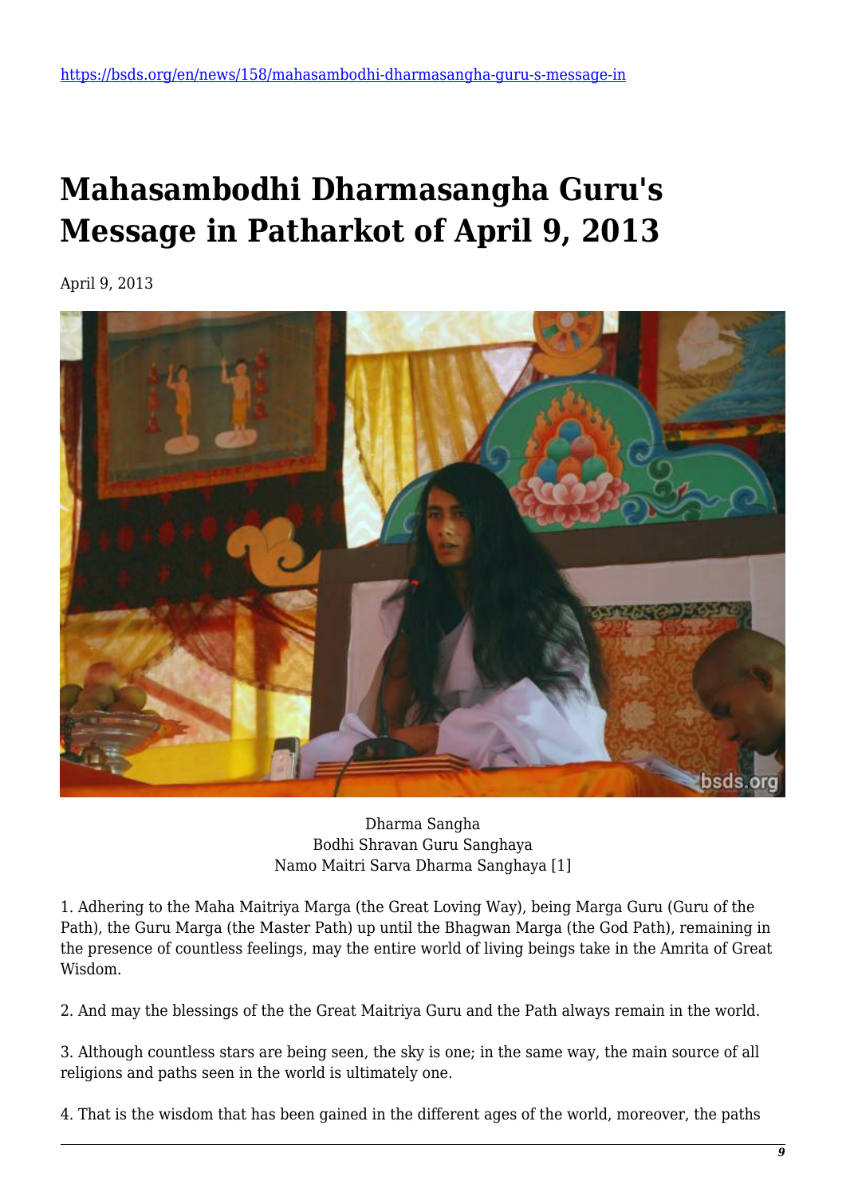https://bsds.org/en/news/158/mahasambodhi-dharmasangha-guru-s-message-in

# Mahasambodhi Dharmasangha Guru's Message in Patharkot of April 9, 2013

April 9, 2013

Dharma Sangha
Bodhi Shravan Guru Sanghaya
Namo Maitri Sarva Dharma Sanghaya [1]

1. Adhering to the Maha Maitriya Marga (the Great Loving Way), being Marga Guru (Guru of the Path), the Guru Marga (the Master Path) up until the Bhagwan Marga (the God Path), remaining in the presence of countless feelings, may the entire world of living beings take in the Amrita of Great Wisdom.

2. And may the blessings of the the Great Maitriya Guru and the Path always remain in the world.

3. Although countless stars are being seen, the sky is one; in the same way, the main source of all religions and paths seen in the world is ultimately one.

4. That is the wisdom that has been gained in the different ages of the world, moreover, the paths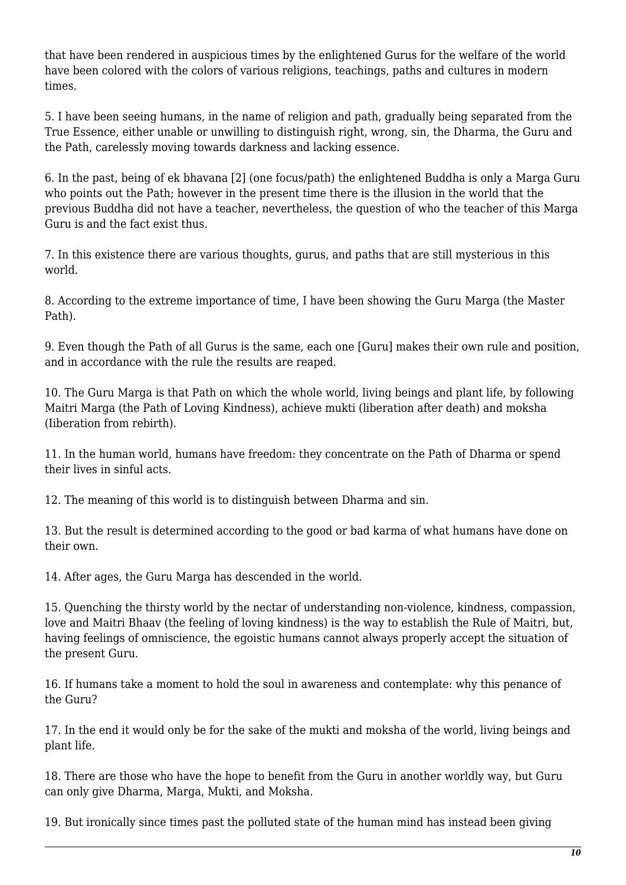that have been rendered in auspicious times by the enlightened Gurus for the welfare of the world have been colored with the colors of various religions, teachings, paths and cultures in modern times.

5. I have been seeing humans, in the name of religion and path, gradually being separated from the True Essence, either unable or unwilling to distinguish right, wrong, sin, the Dharma, the Guru and the Path, carelessly moving towards darkness and lacking essence.

6. In the past, being of ek bhavana [2] (one focus/path) the enlightened Buddha is only a Marga Guru who points out the Path; however in the present time there is the illusion in the world that the previous Buddha did not have a teacher, nevertheless, the question of who the teacher of this Marga Guru is and the fact exist thus.

7. In this existence there are various thoughts, gurus, and paths that are still mysterious in this world.

8. According to the extreme importance of time, I have been showing the Guru Marga (the Master Path).

9. Even though the Path of all Gurus is the same, each one [Guru] makes their own rule and position, and in accordance with the rule the results are reaped.

10. The Guru Marga is that Path on which the whole world, living beings and plant life, by following Maitri Marga (the Path of Loving Kindness), achieve mukti (liberation after death) and moksha (Iiberation from rebirth).

11. In the human world, humans have freedom: they concentrate on the Path of Dharma or spend their lives in sinful acts.

12. The meaning of this world is to distinguish between Dharma and sin.

13. But the result is determined according to the good or bad karma of what humans have done on their own.

14. After ages, the Guru Marga has descended in the world.

15. Quenching the thirsty world by the nectar of understanding non-violence, kindness, compassion, love and Maitri Bhaav (the feeling of loving kindness) is the way to establish the Rule of Maitri, but, having feelings of omniscience, the egoistic humans cannot always properly accept the situation of the present Guru.

16. If humans take a moment to hold the soul in awareness and contemplate: why this penance of the Guru?

17. In the end it would only be for the sake of the mukti and moksha of the world, living beings and plant life.

18. There are those who have the hope to benefit from the Guru in another worldly way, but Guru can only give Dharma, Marga, Mukti, and Moksha.

19. But ironically since times past the polluted state of the human mind has instead been giving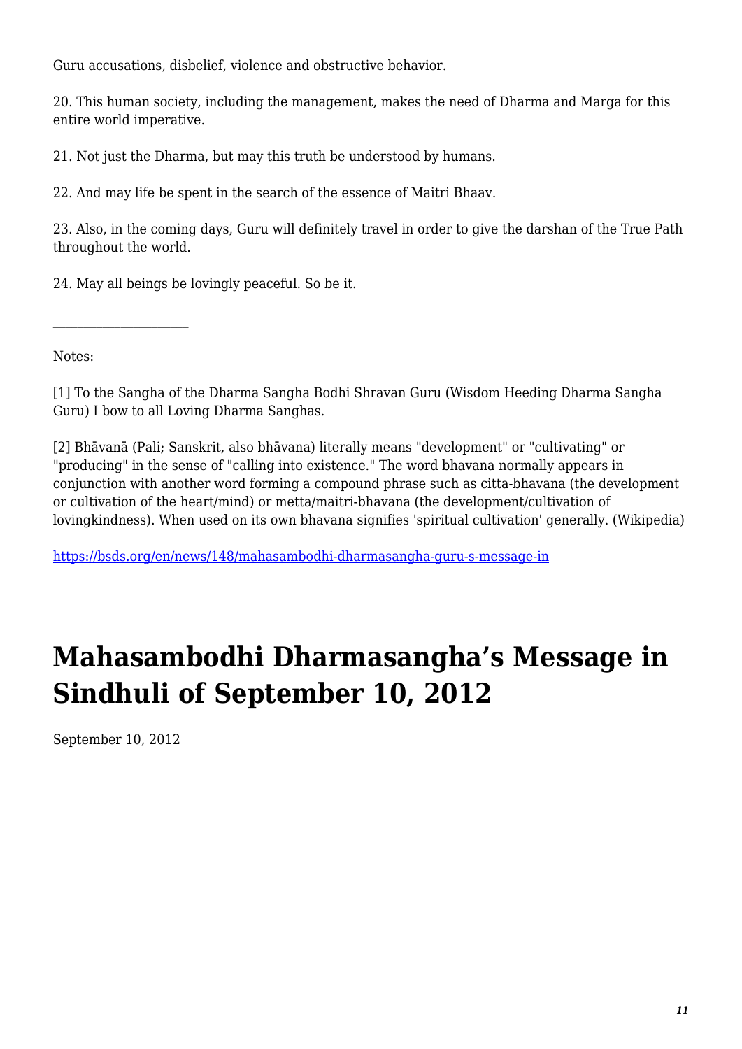Guru accusations, disbelief, violence and obstructive behavior.

20. This human society, including the management, makes the need of Dharma and Marga for this entire world imperative.

21. Not just the Dharma, but may this truth be understood by humans.

22. And may life be spent in the search of the essence of Maitri Bhaav.

23. Also, in the coming days, Guru will definitely travel in order to give the darshan of the True Path throughout the world.

24. May all beings be lovingly peaceful. So be it.

---

Notes:

[1] To the Sangha of the Dharma Sangha Bodhi Shravan Guru (Wisdom Heeding Dharma Sangha Guru) I bow to all Loving Dharma Sanghas.

[2] Bhāvanā (Pali; Sanskrit, also bhāvana) literally means "development" or "cultivating" or "producing" in the sense of "calling into existence." The word bhavana normally appears in conjunction with another word forming a compound phrase such as citta-bhavana (the development or cultivation of the heart/mind) or metta/maitri-bhavana (the development/cultivation of lovingkindness). When used on its own bhavana signifies 'spiritual cultivation' generally. (Wikipedia)

https://bsds.org/en/news/148/mahasambodhi-dharmasangha-guru-s-message-in

# Mahasambodhi Dharmasangha's Message in Sindhuli of September 10, 2012

September 10, 2012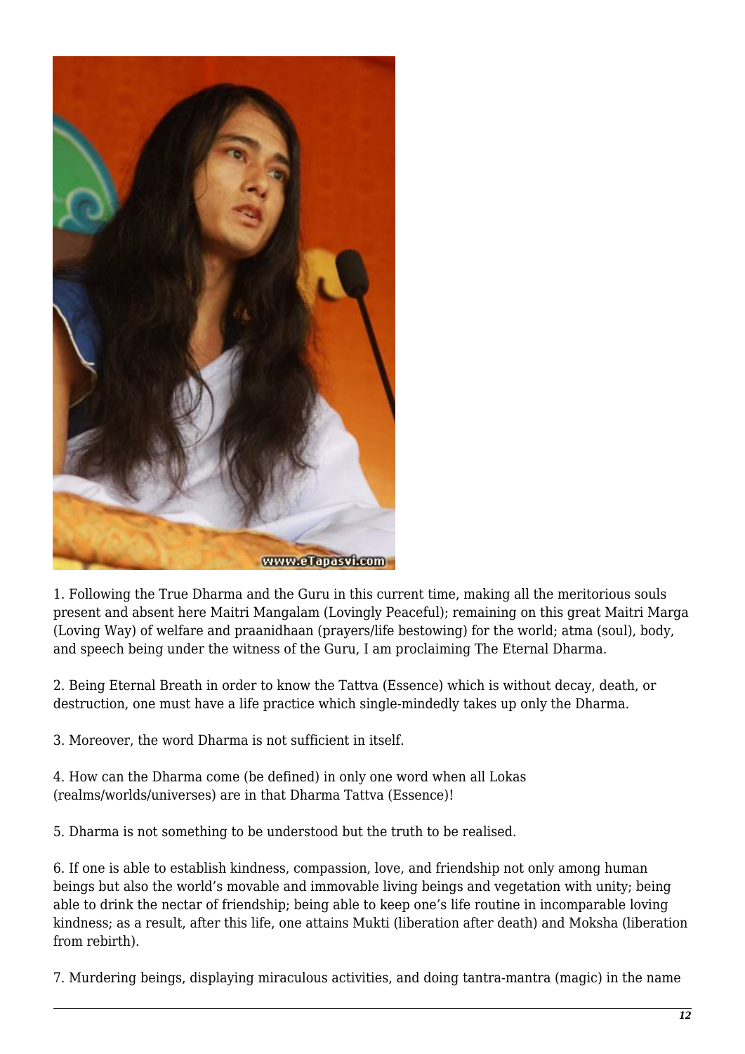1. Following the True Dharma and the Guru in this current time, making all the meritorious souls present and absent here Maitri Mangalam (Lovingly Peaceful); remaining on this great Maitri Marga (Loving Way) of welfare and praanidhaan (prayers/life bestowing) for the world; atma (soul), body, and speech being under the witness of the Guru, I am proclaiming The Eternal Dharma.

2. Being Eternal Breath in order to know the Tattva (Essence) which is without decay, death, or destruction, one must have a life practice which single-mindedly takes up only the Dharma.

3. Moreover, the word Dharma is not sufficient in itself.

4. How can the Dharma come (be defined) in only one word when all Lokas (realms/worlds/universes) are in that Dharma Tattva (Essence)!

5. Dharma is not something to be understood but the truth to be realised.

6. If one is able to establish kindness, compassion, love, and friendship not only among human beings but also the world's movable and immovable living beings and vegetation with unity; being able to drink the nectar of friendship; being able to keep one's life routine in incomparable loving kindness; as a result, after this life, one attains Mukti (liberation after death) and Moksha (liberation from rebirth).

7. Murdering beings, displaying miraculous activities, and doing tantra-mantra (magic) in the name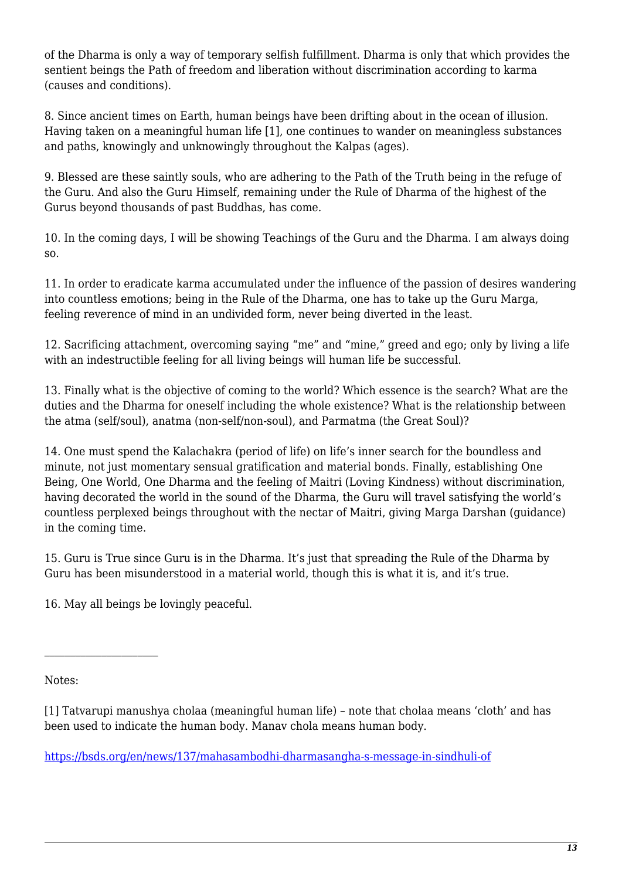of the Dharma is only a way of temporary selfish fulfillment. Dharma is only that which provides the sentient beings the Path of freedom and liberation without discrimination according to karma (causes and conditions).

8. Since ancient times on Earth, human beings have been drifting about in the ocean of illusion. Having taken on a meaningful human life [1], one continues to wander on meaningless substances and paths, knowingly and unknowingly throughout the Kalpas (ages).

9. Blessed are these saintly souls, who are adhering to the Path of the Truth being in the refuge of the Guru. And also the Guru Himself, remaining under the Rule of Dharma of the highest of the Gurus beyond thousands of past Buddhas, has come.

10. In the coming days, I will be showing Teachings of the Guru and the Dharma. I am always doing so.

11. In order to eradicate karma accumulated under the influence of the passion of desires wandering into countless emotions; being in the Rule of the Dharma, one has to take up the Guru Marga, feeling reverence of mind in an undivided form, never being diverted in the least.

12. Sacrificing attachment, overcoming saying "me" and "mine," greed and ego; only by living a life with an indestructible feeling for all living beings will human life be successful.

13. Finally what is the objective of coming to the world? Which essence is the search? What are the duties and the Dharma for oneself including the whole existence? What is the relationship between the atma (self/soul), anatma (non-self/non-soul), and Parmatma (the Great Soul)?

14. One must spend the Kalachakra (period of life) on life's inner search for the boundless and minute, not just momentary sensual gratification and material bonds. Finally, establishing One Being, One World, One Dharma and the feeling of Maitri (Loving Kindness) without discrimination, having decorated the world in the sound of the Dharma, the Guru will travel satisfying the world's countless perplexed beings throughout with the nectar of Maitri, giving Marga Darshan (guidance) in the coming time.

15. Guru is True since Guru is in the Dharma. It's just that spreading the Rule of the Dharma by Guru has been misunderstood in a material world, though this is what it is, and it's true.

16. May all beings be lovingly peaceful.

---

Notes:

[1] Tatvarupi manushya cholaa (meaningful human life) – note that cholaa means 'cloth' and has been used to indicate the human body. Manav chola means human body.

https://bsds.org/en/news/137/mahasambodhi-dharmasangha-s-message-in-sindhuli-of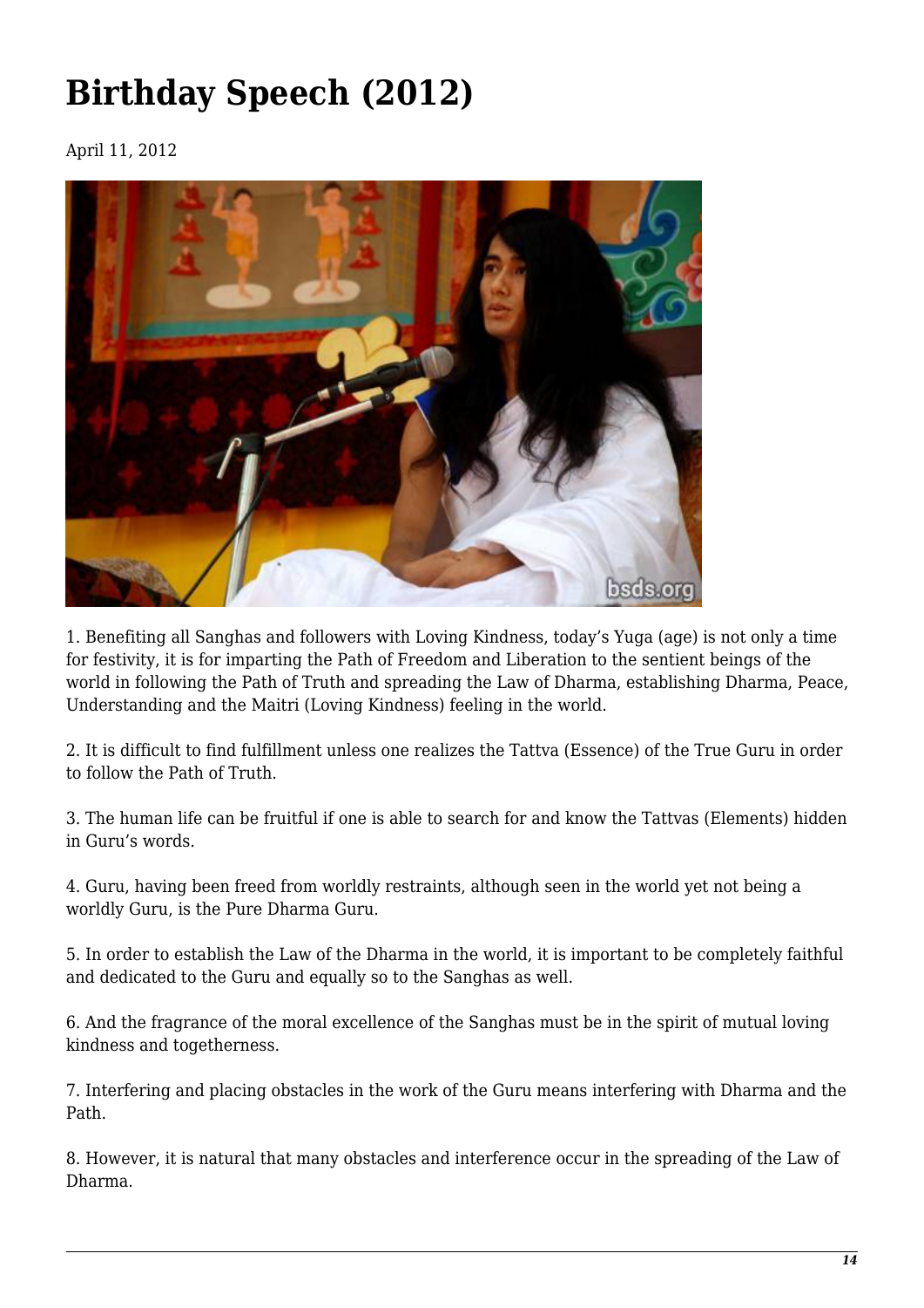# Birthday Speech (2012)

April 11, 2012

1. Benefiting all Sanghas and followers with Loving Kindness, today's Yuga (age) is not only a time for festivity, it is for imparting the Path of Freedom and Liberation to the sentient beings of the world in following the Path of Truth and spreading the Law of Dharma, establishing Dharma, Peace, Understanding and the Maitri (Loving Kindness) feeling in the world.

2. It is difficult to find fulfillment unless one realizes the Tattva (Essence) of the True Guru in order to follow the Path of Truth.

3. The human life can be fruitful if one is able to search for and know the Tattvas (Elements) hidden in Guru's words.

4. Guru, having been freed from worldly restraints, although seen in the world yet not being a worldly Guru, is the Pure Dharma Guru.

5. In order to establish the Law of the Dharma in the world, it is important to be completely faithful and dedicated to the Guru and equally so to the Sanghas as well.

6. And the fragrance of the moral excellence of the Sanghas must be in the spirit of mutual loving kindness and togetherness.

7. Interfering and placing obstacles in the work of the Guru means interfering with Dharma and the Path.

8. However, it is natural that many obstacles and interference occur in the spreading of the Law of Dharma.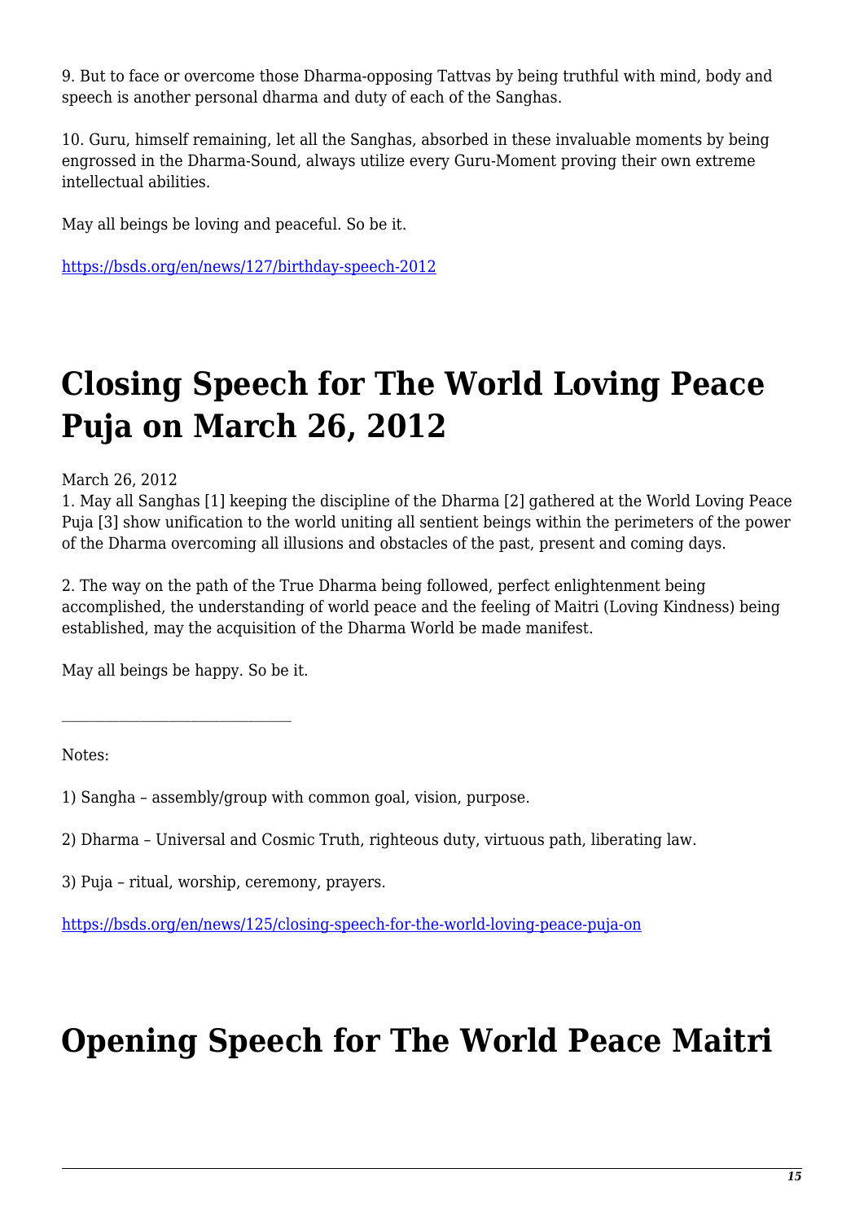9. But to face or overcome those Dharma-opposing Tattvas by being truthful with mind, body and speech is another personal dharma and duty of each of the Sanghas.

10. Guru, himself remaining, let all the Sanghas, absorbed in these invaluable moments by being engrossed in the Dharma-Sound, always utilize every Guru-Moment proving their own extreme intellectual abilities.

May all beings be loving and peaceful. So be it.

https://bsds.org/en/news/127/birthday-speech-2012

# Closing Speech for The World Loving Peace Puja on March 26, 2012

March 26, 2012

1. May all Sanghas [1] keeping the discipline of the Dharma [2] gathered at the World Loving Peace Puja [3] show unification to the world uniting all sentient beings within the perimeters of the power of the Dharma overcoming all illusions and obstacles of the past, present and coming days.

2. The way on the path of the True Dharma being followed, perfect enlightenment being accomplished, the understanding of world peace and the feeling of Maitri (Loving Kindness) being established, may the acquisition of the Dharma World be made manifest.

May all beings be happy. So be it.

---

Notes:

1) Sangha – assembly/group with common goal, vision, purpose.

2) Dharma – Universal and Cosmic Truth, righteous duty, virtuous path, liberating law.

3) Puja – ritual, worship, ceremony, prayers.

https://bsds.org/en/news/125/closing-speech-for-the-world-loving-peace-puja-on

# Opening Speech for The World Peace Maitri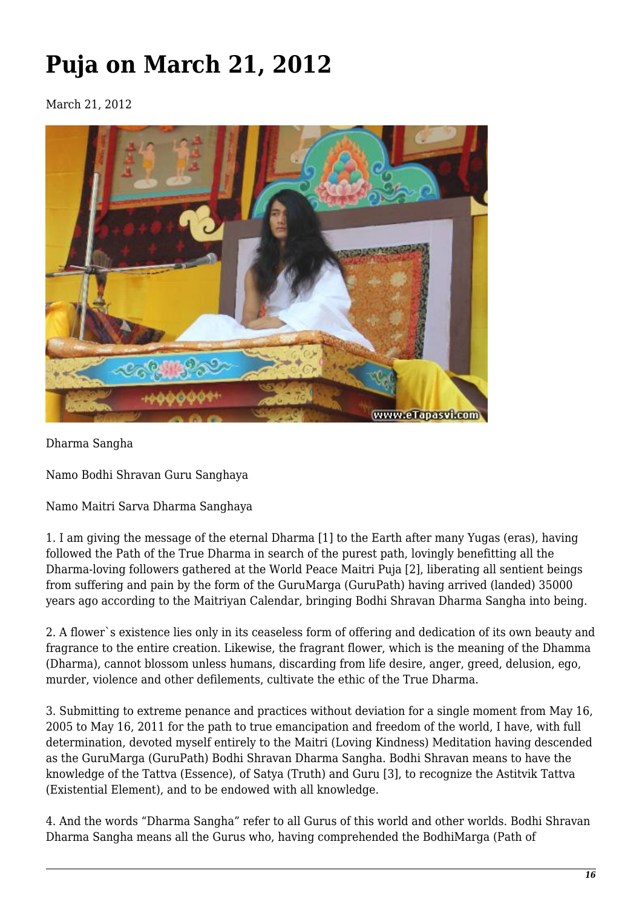# Puja on March 21, 2012

March 21, 2012

Dharma Sangha

Namo Bodhi Shravan Guru Sanghaya

Namo Maitri Sarva Dharma Sanghaya

1. I am giving the message of the eternal Dharma [1] to the Earth after many Yugas (eras), having followed the Path of the True Dharma in search of the purest path, lovingly benefitting all the Dharma-loving followers gathered at the World Peace Maitri Puja [2], liberating all sentient beings from suffering and pain by the form of the GuruMarga (GuruPath) having arrived (landed) 35000 years ago according to the Maitriyan Calendar, bringing Bodhi Shravan Dharma Sangha into being.

2. A flower`s existence lies only in its ceaseless form of offering and dedication of its own beauty and fragrance to the entire creation. Likewise, the fragrant flower, which is the meaning of the Dhamma (Dharma), cannot blossom unless humans, discarding from life desire, anger, greed, delusion, ego, murder, violence and other defilements, cultivate the ethic of the True Dharma.

3. Submitting to extreme penance and practices without deviation for a single moment from May 16, 2005 to May 16, 2011 for the path to true emancipation and freedom of the world, I have, with full determination, devoted myself entirely to the Maitri (Loving Kindness) Meditation having descended as the GuruMarga (GuruPath) Bodhi Shravan Dharma Sangha. Bodhi Shravan means to have the knowledge of the Tattva (Essence), of Satya (Truth) and Guru [3], to recognize the Astitvik Tattva (Existential Element), and to be endowed with all knowledge.

4. And the words "Dharma Sangha" refer to all Gurus of this world and other worlds. Bodhi Shravan Dharma Sangha means all the Gurus who, having comprehended the BodhiMarga (Path of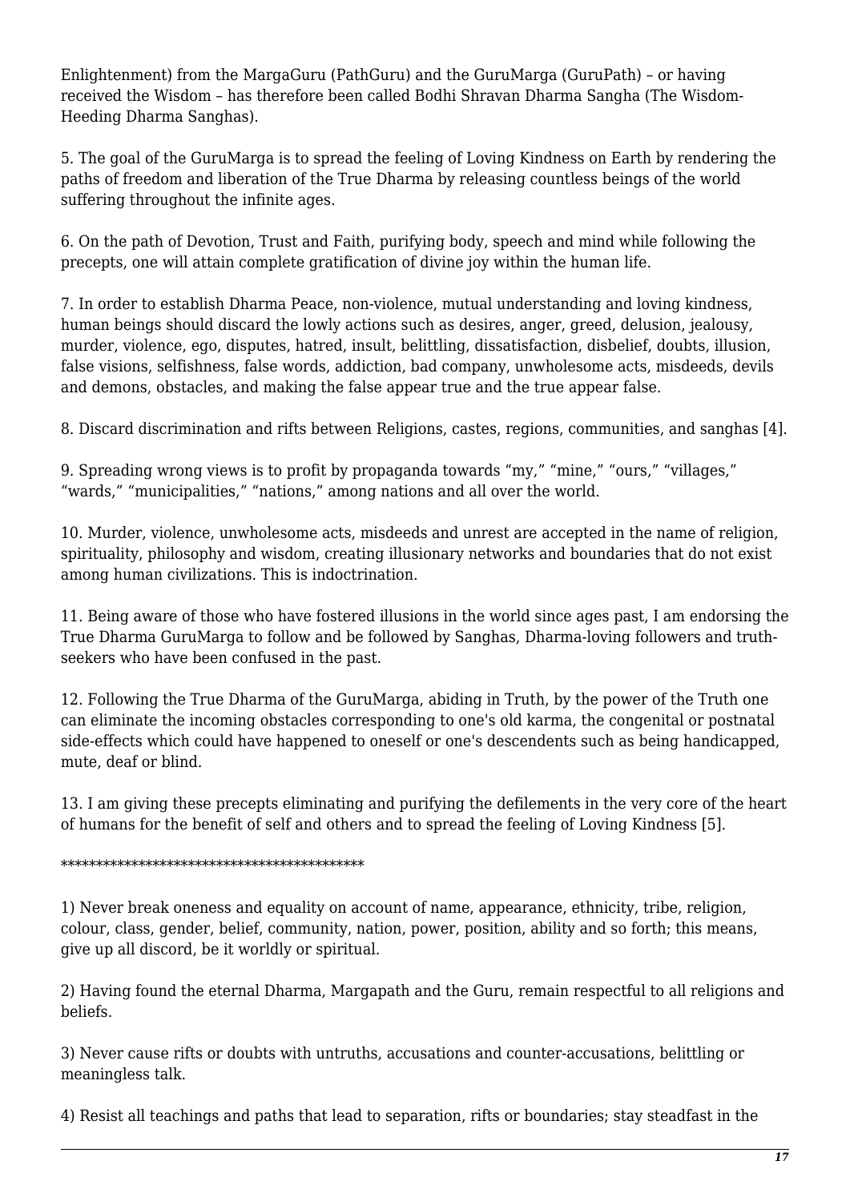Enlightenment) from the MargaGuru (PathGuru) and the GuruMarga (GuruPath) – or having received the Wisdom – has therefore been called Bodhi Shravan Dharma Sangha (The Wisdom-Heeding Dharma Sanghas).

5. The goal of the GuruMarga is to spread the feeling of Loving Kindness on Earth by rendering the paths of freedom and liberation of the True Dharma by releasing countless beings of the world suffering throughout the infinite ages.

6. On the path of Devotion, Trust and Faith, purifying body, speech and mind while following the precepts, one will attain complete gratification of divine joy within the human life.

7. In order to establish Dharma Peace, non-violence, mutual understanding and loving kindness, human beings should discard the lowly actions such as desires, anger, greed, delusion, jealousy, murder, violence, ego, disputes, hatred, insult, belittling, dissatisfaction, disbelief, doubts, illusion, false visions, selfishness, false words, addiction, bad company, unwholesome acts, misdeeds, devils and demons, obstacles, and making the false appear true and the true appear false.

8. Discard discrimination and rifts between Religions, castes, regions, communities, and sanghas [4].

9. Spreading wrong views is to profit by propaganda towards "my," "mine," "ours," "villages," "wards," "municipalities," "nations," among nations and all over the world.

10. Murder, violence, unwholesome acts, misdeeds and unrest are accepted in the name of religion, spirituality, philosophy and wisdom, creating illusionary networks and boundaries that do not exist among human civilizations. This is indoctrination.

11. Being aware of those who have fostered illusions in the world since ages past, I am endorsing the True Dharma GuruMarga to follow and be followed by Sanghas, Dharma-loving followers and truth-seekers who have been confused in the past.

12. Following the True Dharma of the GuruMarga, abiding in Truth, by the power of the Truth one can eliminate the incoming obstacles corresponding to one's old karma, the congenital or postnatal side-effects which could have happened to oneself or one's descendents such as being handicapped, mute, deaf or blind.

13. I am giving these precepts eliminating and purifying the defilements in the very core of the heart of humans for the benefit of self and others and to spread the feeling of Loving Kindness [5].

\*\*\*\*\*\*\*\*\*\*\*\*\*\*\*\*\*\*\*\*\*\*\*\*\*\*\*\*\*\*\*\*\*\*\*\*\*\*\*\*\*\*\*\*

1) Never break oneness and equality on account of name, appearance, ethnicity, tribe, religion, colour, class, gender, belief, community, nation, power, position, ability and so forth; this means, give up all discord, be it worldly or spiritual.

2) Having found the eternal Dharma, Margapath and the Guru, remain respectful to all religions and beliefs.

3) Never cause rifts or doubts with untruths, accusations and counter-accusations, belittling or meaningless talk.

4) Resist all teachings and paths that lead to separation, rifts or boundaries; stay steadfast in the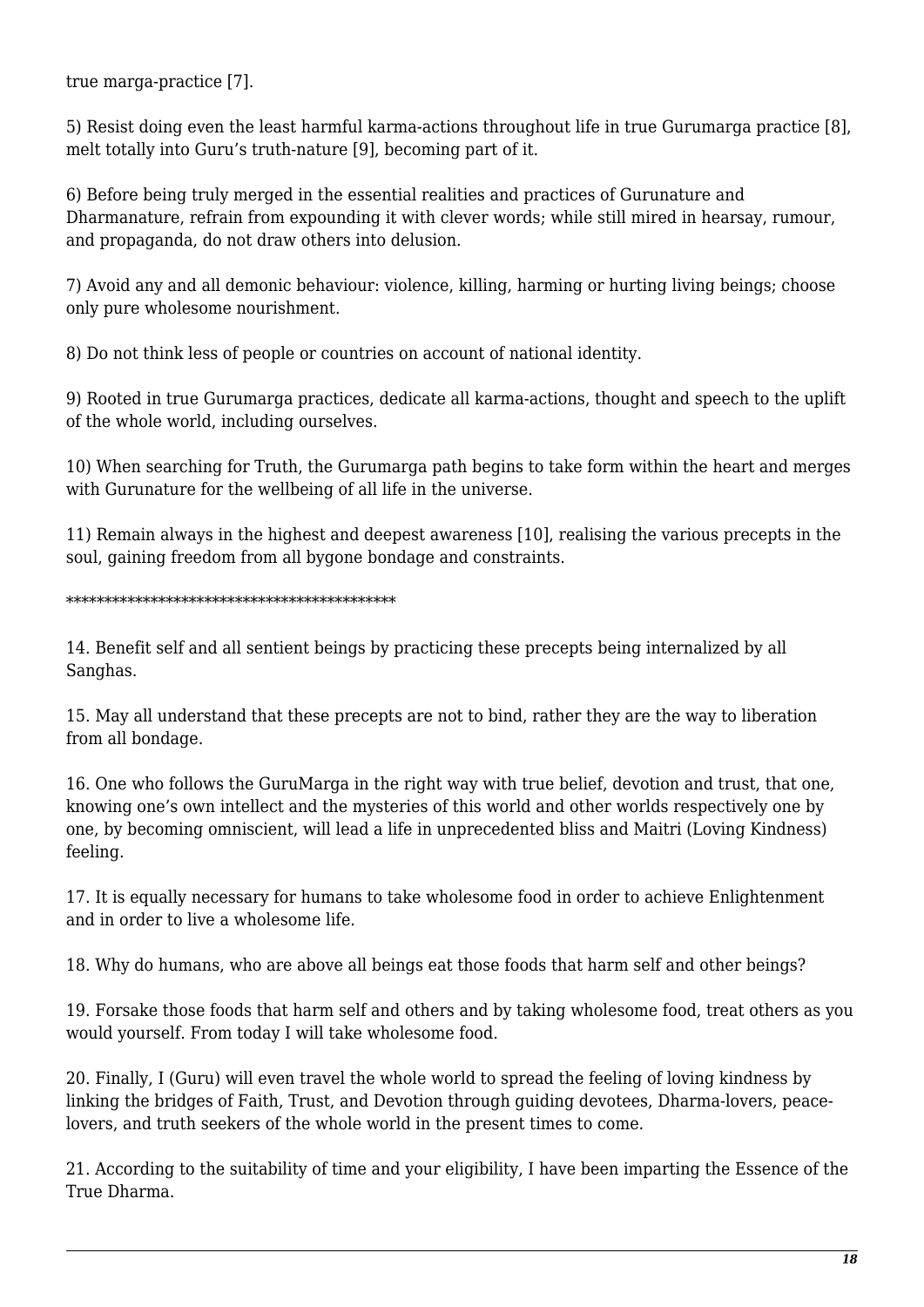true marga-practice [7].

5) Resist doing even the least harmful karma-actions throughout life in true Gurumarga practice [8], melt totally into Guru's truth-nature [9], becoming part of it.

6) Before being truly merged in the essential realities and practices of Gurunature and Dharmanature, refrain from expounding it with clever words; while still mired in hearsay, rumour, and propaganda, do not draw others into delusion.

7) Avoid any and all demonic behaviour: violence, killing, harming or hurting living beings; choose only pure wholesome nourishment.

8) Do not think less of people or countries on account of national identity.

9) Rooted in true Gurumarga practices, dedicate all karma-actions, thought and speech to the uplift of the whole world, including ourselves.

10) When searching for Truth, the Gurumarga path begins to take form within the heart and merges with Gurunature for the wellbeing of all life in the universe.

11) Remain always in the highest and deepest awareness [10], realising the various precepts in the soul, gaining freedom from all bygone bondage and constraints.

*******************************************

14. Benefit self and all sentient beings by practicing these precepts being internalized by all Sanghas.

15. May all understand that these precepts are not to bind, rather they are the way to liberation from all bondage.

16. One who follows the GuruMarga in the right way with true belief, devotion and trust, that one, knowing one's own intellect and the mysteries of this world and other worlds respectively one by one, by becoming omniscient, will lead a life in unprecedented bliss and Maitri (Loving Kindness) feeling.

17. It is equally necessary for humans to take wholesome food in order to achieve Enlightenment and in order to live a wholesome life.

18. Why do humans, who are above all beings eat those foods that harm self and other beings?

19. Forsake those foods that harm self and others and by taking wholesome food, treat others as you would yourself. From today I will take wholesome food.

20. Finally, I (Guru) will even travel the whole world to spread the feeling of loving kindness by linking the bridges of Faith, Trust, and Devotion through guiding devotees, Dharma-lovers, peace-lovers, and truth seekers of the whole world in the present times to come.

21. According to the suitability of time and your eligibility, I have been imparting the Essence of the True Dharma.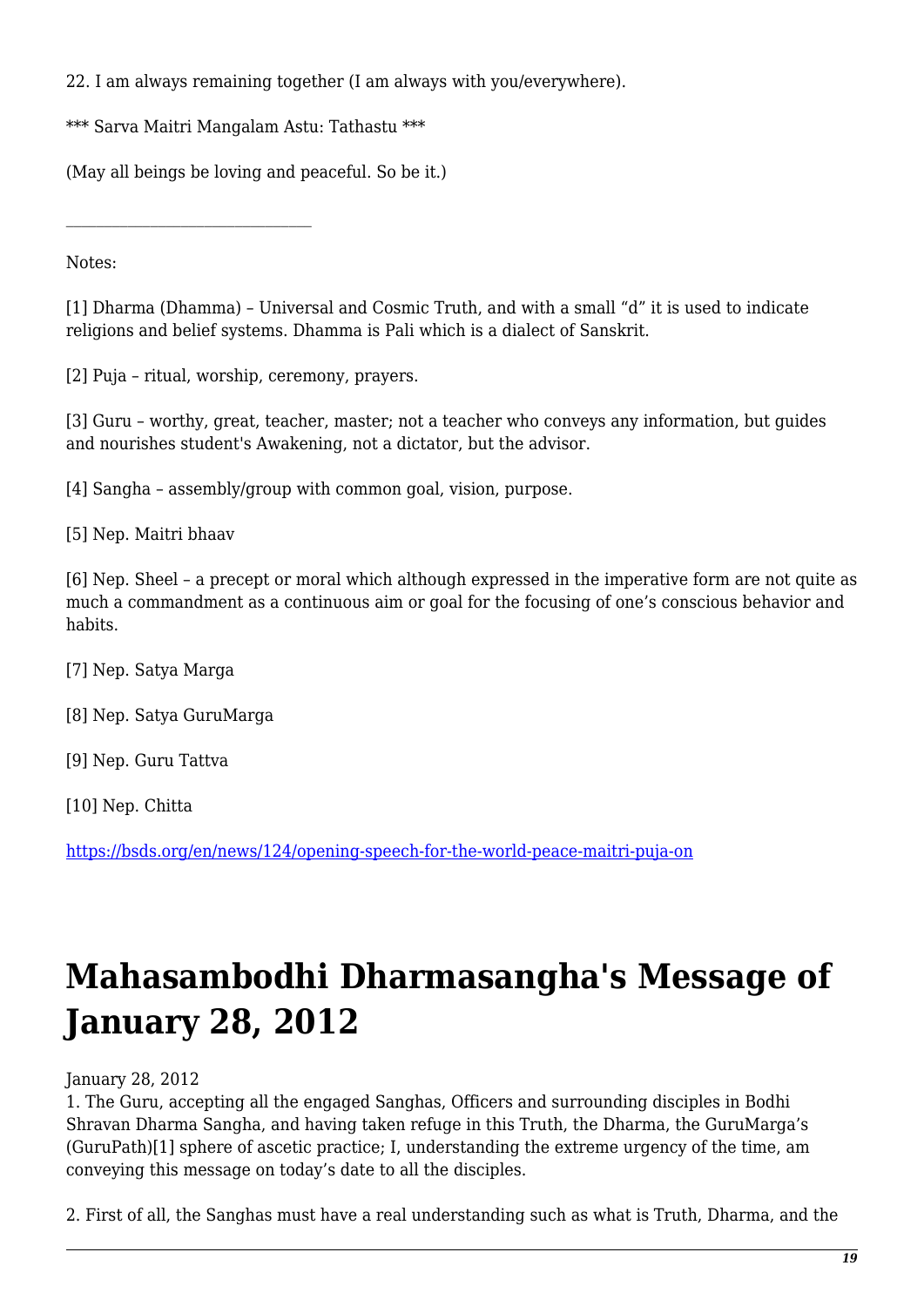22. I am always remaining together (I am always with you/everywhere).

*** Sarva Maitri Mangalam Astu: Tathastu ***

(May all beings be loving and peaceful. So be it.)

---

Notes:

[1] Dharma (Dhamma) – Universal and Cosmic Truth, and with a small "d" it is used to indicate religions and belief systems. Dhamma is Pali which is a dialect of Sanskrit.

[2] Puja – ritual, worship, ceremony, prayers.

[3] Guru – worthy, great, teacher, master; not a teacher who conveys any information, but guides and nourishes student's Awakening, not a dictator, but the advisor.

[4] Sangha – assembly/group with common goal, vision, purpose.

[5] Nep. Maitri bhaav

[6] Nep. Sheel – a precept or moral which although expressed in the imperative form are not quite as much a commandment as a continuous aim or goal for the focusing of one's conscious behavior and habits.

[7] Nep. Satya Marga

[8] Nep. Satya GuruMarga

[9] Nep. Guru Tattva

[10] Nep. Chitta

https://bsds.org/en/news/124/opening-speech-for-the-world-peace-maitri-puja-on

# Mahasambodhi Dharmasangha's Message of January 28, 2012

January 28, 2012

1. The Guru, accepting all the engaged Sanghas, Officers and surrounding disciples in Bodhi Shravan Dharma Sangha, and having taken refuge in this Truth, the Dharma, the GuruMarga's (GuruPath)[1] sphere of ascetic practice; I, understanding the extreme urgency of the time, am conveying this message on today's date to all the disciples.

2. First of all, the Sanghas must have a real understanding such as what is Truth, Dharma, and the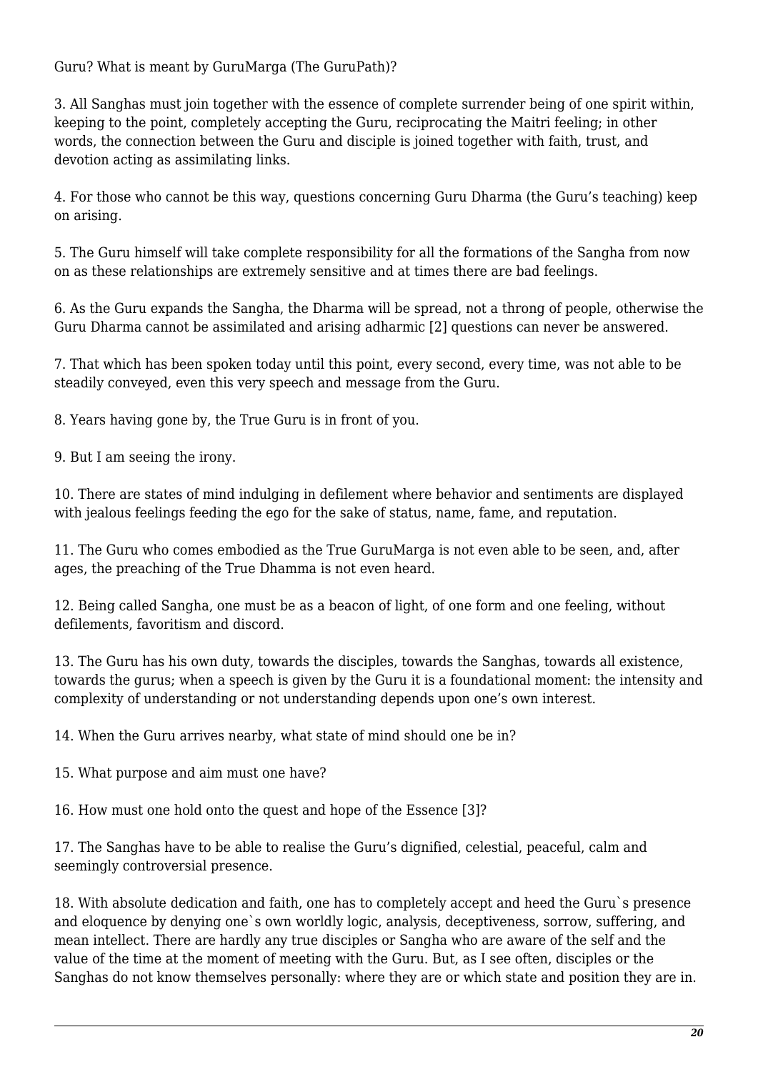Guru? What is meant by GuruMarga (The GuruPath)?

3. All Sanghas must join together with the essence of complete surrender being of one spirit within, keeping to the point, completely accepting the Guru, reciprocating the Maitri feeling; in other words, the connection between the Guru and disciple is joined together with faith, trust, and devotion acting as assimilating links.

4. For those who cannot be this way, questions concerning Guru Dharma (the Guru's teaching) keep on arising.

5. The Guru himself will take complete responsibility for all the formations of the Sangha from now on as these relationships are extremely sensitive and at times there are bad feelings.

6. As the Guru expands the Sangha, the Dharma will be spread, not a throng of people, otherwise the Guru Dharma cannot be assimilated and arising adharmic [2] questions can never be answered.

7. That which has been spoken today until this point, every second, every time, was not able to be steadily conveyed, even this very speech and message from the Guru.

8. Years having gone by, the True Guru is in front of you.

9. But I am seeing the irony.

10. There are states of mind indulging in defilement where behavior and sentiments are displayed with jealous feelings feeding the ego for the sake of status, name, fame, and reputation.

11. The Guru who comes embodied as the True GuruMarga is not even able to be seen, and, after ages, the preaching of the True Dhamma is not even heard.

12. Being called Sangha, one must be as a beacon of light, of one form and one feeling, without defilements, favoritism and discord.

13. The Guru has his own duty, towards the disciples, towards the Sanghas, towards all existence, towards the gurus; when a speech is given by the Guru it is a foundational moment: the intensity and complexity of understanding or not understanding depends upon one's own interest.

14. When the Guru arrives nearby, what state of mind should one be in?

15. What purpose and aim must one have?

16. How must one hold onto the quest and hope of the Essence [3]?

17. The Sanghas have to be able to realise the Guru's dignified, celestial, peaceful, calm and seemingly controversial presence.

18. With absolute dedication and faith, one has to completely accept and heed the Guru`s presence and eloquence by denying one`s own worldly logic, analysis, deceptiveness, sorrow, suffering, and mean intellect. There are hardly any true disciples or Sangha who are aware of the self and the value of the time at the moment of meeting with the Guru. But, as I see often, disciples or the Sanghas do not know themselves personally: where they are or which state and position they are in.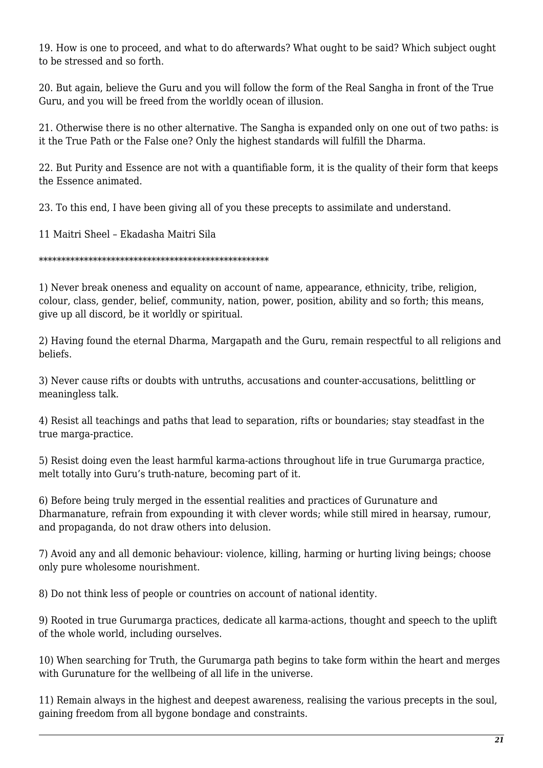19. How is one to proceed, and what to do afterwards? What ought to be said? Which subject ought to be stressed and so forth.

20. But again, believe the Guru and you will follow the form of the Real Sangha in front of the True Guru, and you will be freed from the worldly ocean of illusion.

21. Otherwise there is no other alternative. The Sangha is expanded only on one out of two paths: is it the True Path or the False one? Only the highest standards will fulfill the Dharma.

22. But Purity and Essence are not with a quantifiable form, it is the quality of their form that keeps the Essence animated.

23. To this end, I have been giving all of you these precepts to assimilate and understand.

11 Maitri Sheel – Ekadasha Maitri Sila

***************************************************

1) Never break oneness and equality on account of name, appearance, ethnicity, tribe, religion, colour, class, gender, belief, community, nation, power, position, ability and so forth; this means, give up all discord, be it worldly or spiritual.

2) Having found the eternal Dharma, Margapath and the Guru, remain respectful to all religions and beliefs.

3) Never cause rifts or doubts with untruths, accusations and counter-accusations, belittling or meaningless talk.

4) Resist all teachings and paths that lead to separation, rifts or boundaries; stay steadfast in the true marga-practice.

5) Resist doing even the least harmful karma-actions throughout life in true Gurumarga practice, melt totally into Guru's truth-nature, becoming part of it.

6) Before being truly merged in the essential realities and practices of Gurunature and Dharmanature, refrain from expounding it with clever words; while still mired in hearsay, rumour, and propaganda, do not draw others into delusion.

7) Avoid any and all demonic behaviour: violence, killing, harming or hurting living beings; choose only pure wholesome nourishment.

8) Do not think less of people or countries on account of national identity.

9) Rooted in true Gurumarga practices, dedicate all karma-actions, thought and speech to the uplift of the whole world, including ourselves.

10) When searching for Truth, the Gurumarga path begins to take form within the heart and merges with Gurunature for the wellbeing of all life in the universe.

11) Remain always in the highest and deepest awareness, realising the various precepts in the soul, gaining freedom from all bygone bondage and constraints.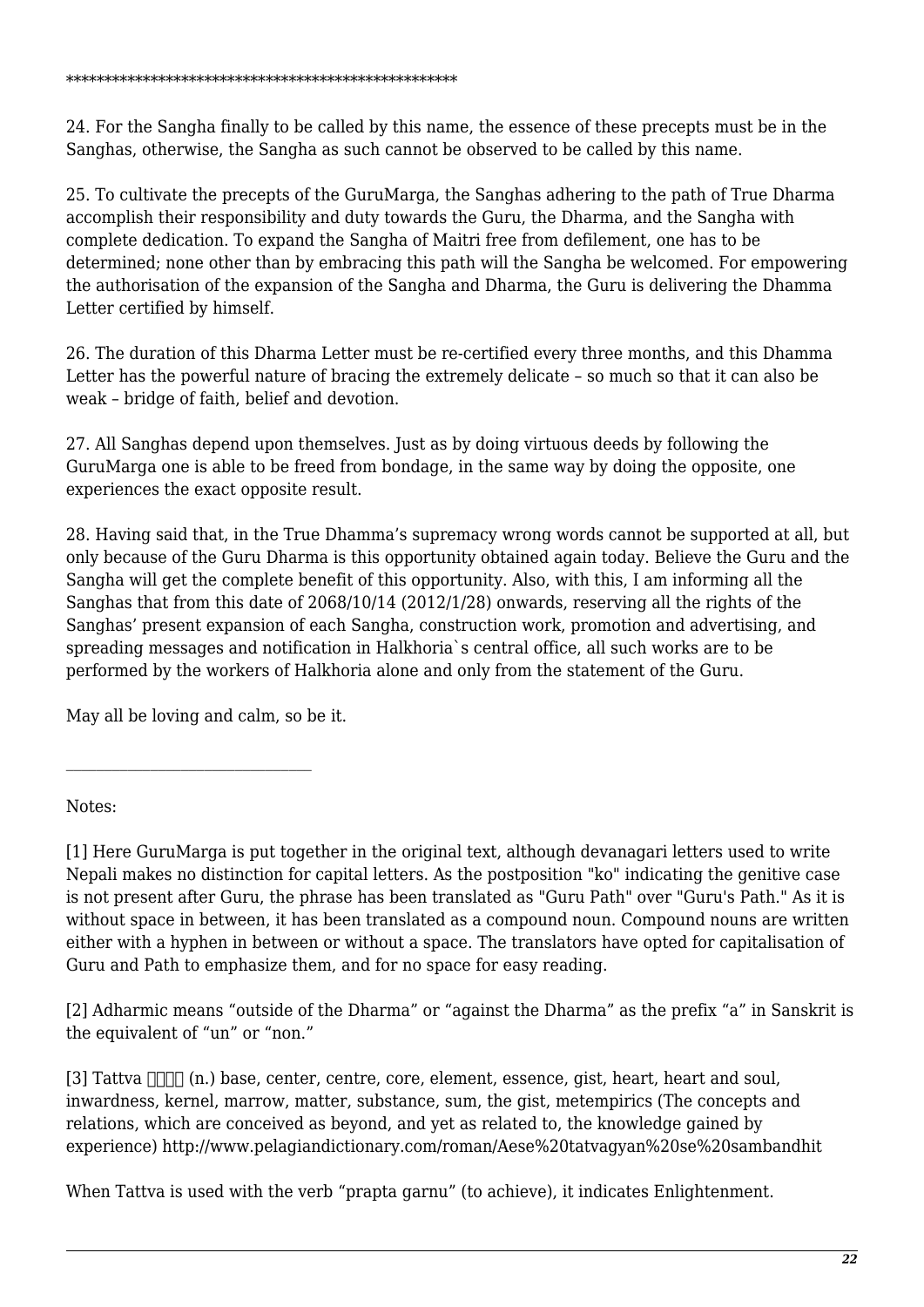****************************************************

24. For the Sangha finally to be called by this name, the essence of these precepts must be in the Sanghas, otherwise, the Sangha as such cannot be observed to be called by this name.

25. To cultivate the precepts of the GuruMarga, the Sanghas adhering to the path of True Dharma accomplish their responsibility and duty towards the Guru, the Dharma, and the Sangha with complete dedication. To expand the Sangha of Maitri free from defilement, one has to be determined; none other than by embracing this path will the Sangha be welcomed. For empowering the authorisation of the expansion of the Sangha and Dharma, the Guru is delivering the Dhamma Letter certified by himself.

26. The duration of this Dharma Letter must be re-certified every three months, and this Dhamma Letter has the powerful nature of bracing the extremely delicate – so much so that it can also be weak – bridge of faith, belief and devotion.

27. All Sanghas depend upon themselves. Just as by doing virtuous deeds by following the GuruMarga one is able to be freed from bondage, in the same way by doing the opposite, one experiences the exact opposite result.

28. Having said that, in the True Dhamma's supremacy wrong words cannot be supported at all, but only because of the Guru Dharma is this opportunity obtained again today. Believe the Guru and the Sangha will get the complete benefit of this opportunity. Also, with this, I am informing all the Sanghas that from this date of 2068/10/14 (2012/1/28) onwards, reserving all the rights of the Sanghas' present expansion of each Sangha, construction work, promotion and advertising, and spreading messages and notification in Halkhoria`s central office, all such works are to be performed by the workers of Halkhoria alone and only from the statement of the Guru.

May all be loving and calm, so be it.

---

Notes:

[1] Here GuruMarga is put together in the original text, although devanagari letters used to write Nepali makes no distinction for capital letters. As the postposition "ko" indicating the genitive case is not present after Guru, the phrase has been translated as "Guru Path" over "Guru's Path." As it is without space in between, it has been translated as a compound noun. Compound nouns are written either with a hyphen in between or without a space. The translators have opted for capitalisation of Guru and Path to emphasize them, and for no space for easy reading.

[2] Adharmic means "outside of the Dharma" or "against the Dharma" as the prefix "a" in Sanskrit is the equivalent of "un" or "non."

[3] Tattva तत्त्व (n.) base, center, centre, core, element, essence, gist, heart, heart and soul, inwardness, kernel, marrow, matter, substance, sum, the gist, metempirics (The concepts and relations, which are conceived as beyond, and yet as related to, the knowledge gained by experience) http://www.pelagiandictionary.com/roman/Aese%20tatvagyan%20se%20sambandhit

When Tattva is used with the verb "prapta garnu" (to achieve), it indicates Enlightenment.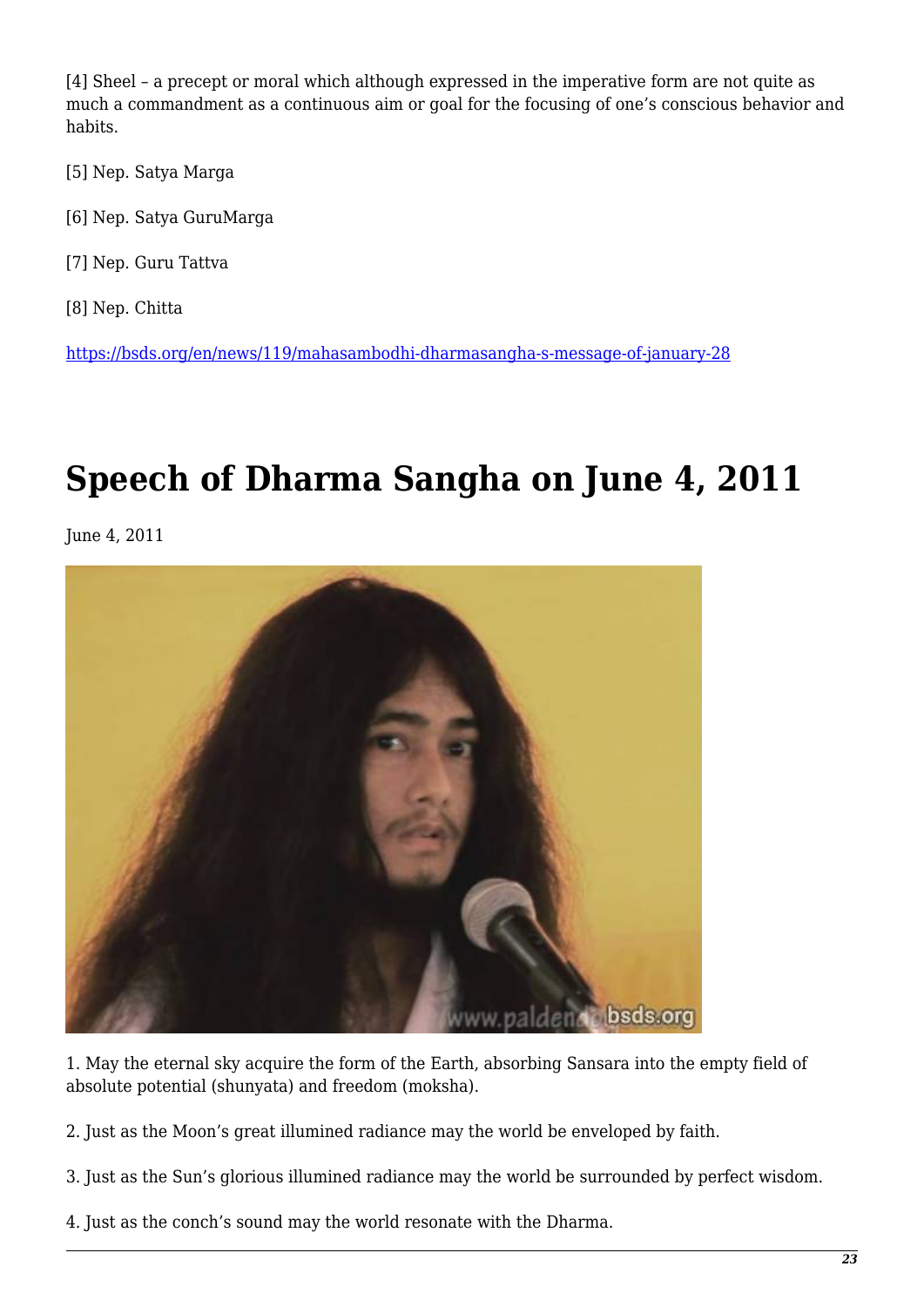[4] Sheel – a precept or moral which although expressed in the imperative form are not quite as much a commandment as a continuous aim or goal for the focusing of one's conscious behavior and habits.

[5] Nep. Satya Marga

[6] Nep. Satya GuruMarga

[7] Nep. Guru Tattva

[8] Nep. Chitta

https://bsds.org/en/news/119/mahasambodhi-dharmasangha-s-message-of-january-28

# Speech of Dharma Sangha on June 4, 2011

June 4, 2011

1. May the eternal sky acquire the form of the Earth, absorbing Sansara into the empty field of absolute potential (shunyata) and freedom (moksha).

2. Just as the Moon's great illumined radiance may the world be enveloped by faith.

3. Just as the Sun's glorious illumined radiance may the world be surrounded by perfect wisdom.

4. Just as the conch's sound may the world resonate with the Dharma.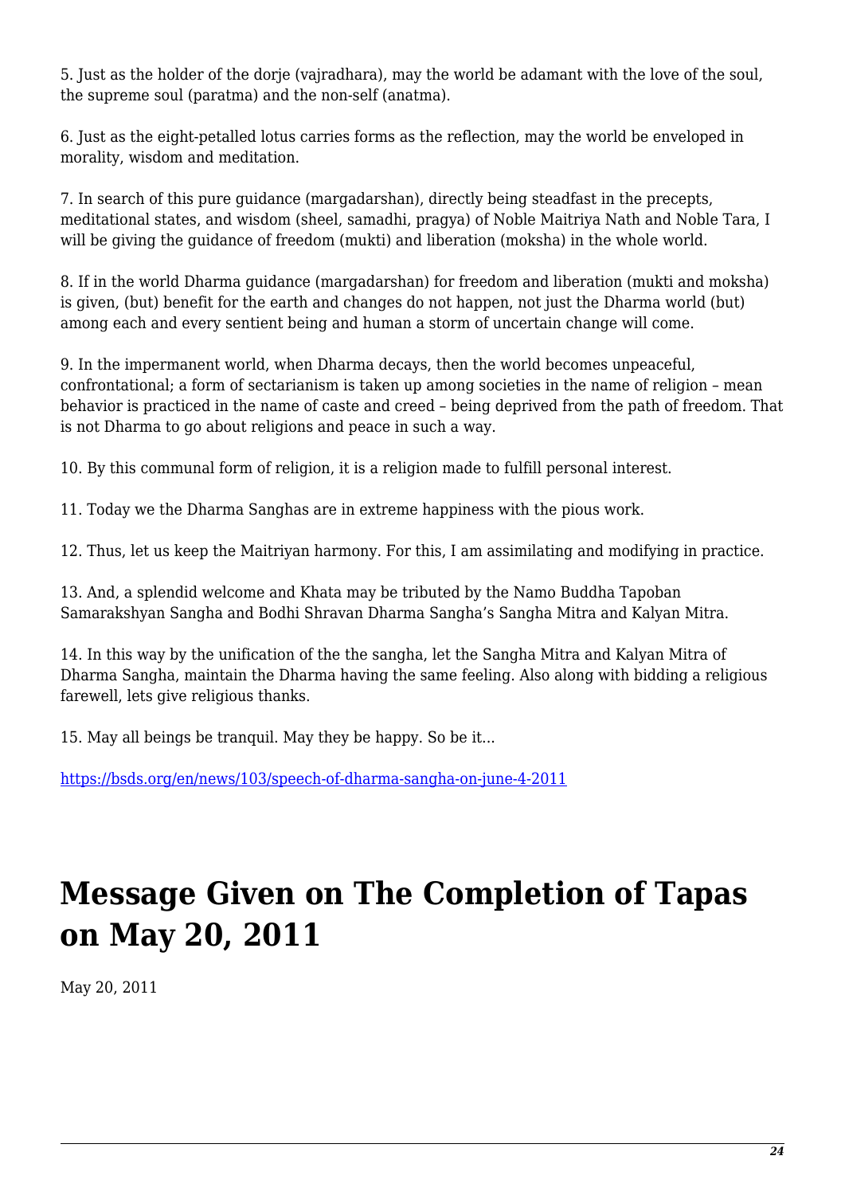5. Just as the holder of the dorje (vajradhara), may the world be adamant with the love of the soul, the supreme soul (paratma) and the non-self (anatma).

6. Just as the eight-petalled lotus carries forms as the reflection, may the world be enveloped in morality, wisdom and meditation.

7. In search of this pure guidance (margadarshan), directly being steadfast in the precepts, meditational states, and wisdom (sheel, samadhi, pragya) of Noble Maitriya Nath and Noble Tara, I will be giving the guidance of freedom (mukti) and liberation (moksha) in the whole world.

8. If in the world Dharma guidance (margadarshan) for freedom and liberation (mukti and moksha) is given, (but) benefit for the earth and changes do not happen, not just the Dharma world (but) among each and every sentient being and human a storm of uncertain change will come.

9. In the impermanent world, when Dharma decays, then the world becomes unpeaceful, confrontational; a form of sectarianism is taken up among societies in the name of religion – mean behavior is practiced in the name of caste and creed – being deprived from the path of freedom. That is not Dharma to go about religions and peace in such a way.

10. By this communal form of religion, it is a religion made to fulfill personal interest.

11. Today we the Dharma Sanghas are in extreme happiness with the pious work.

12. Thus, let us keep the Maitriyan harmony. For this, I am assimilating and modifying in practice.

13. And, a splendid welcome and Khata may be tributed by the Namo Buddha Tapoban Samarakshyan Sangha and Bodhi Shravan Dharma Sangha's Sangha Mitra and Kalyan Mitra.

14. In this way by the unification of the the sangha, let the Sangha Mitra and Kalyan Mitra of Dharma Sangha, maintain the Dharma having the same feeling. Also along with bidding a religious farewell, lets give religious thanks.

15. May all beings be tranquil. May they be happy. So be it...

https://bsds.org/en/news/103/speech-of-dharma-sangha-on-june-4-2011

# Message Given on The Completion of Tapas on May 20, 2011

May 20, 2011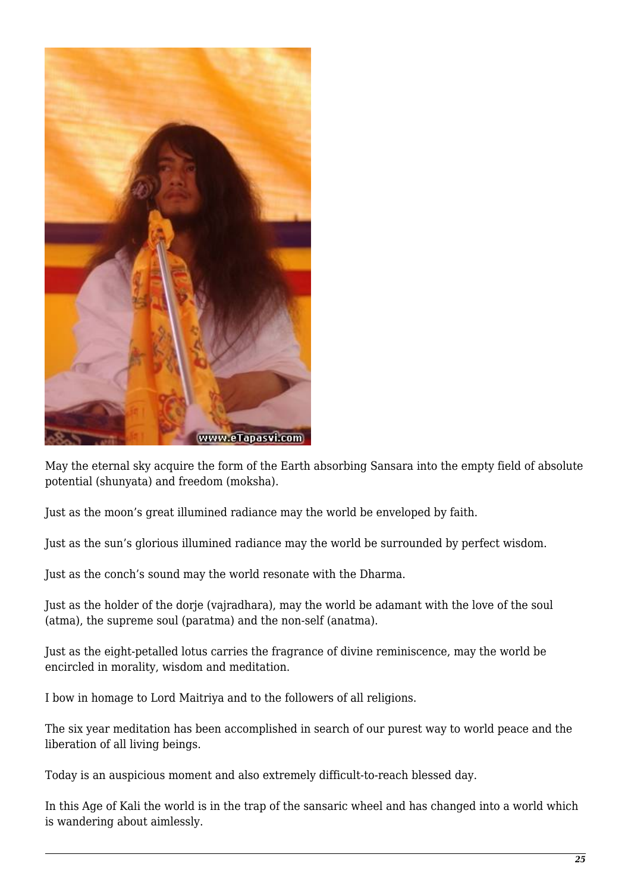May the eternal sky acquire the form of the Earth absorbing Sansara into the empty field of absolute potential (shunyata) and freedom (moksha).

Just as the moon's great illumined radiance may the world be enveloped by faith.

Just as the sun's glorious illumined radiance may the world be surrounded by perfect wisdom.

Just as the conch's sound may the world resonate with the Dharma.

Just as the holder of the dorje (vajradhara), may the world be adamant with the love of the soul (atma), the supreme soul (paratma) and the non-self (anatma).

Just as the eight-petalled lotus carries the fragrance of divine reminiscence, may the world be encircled in morality, wisdom and meditation.

I bow in homage to Lord Maitriya and to the followers of all religions.

The six year meditation has been accomplished in search of our purest way to world peace and the liberation of all living beings.

Today is an auspicious moment and also extremely difficult-to-reach blessed day.

In this Age of Kali the world is in the trap of the sansaric wheel and has changed into a world which is wandering about aimlessly.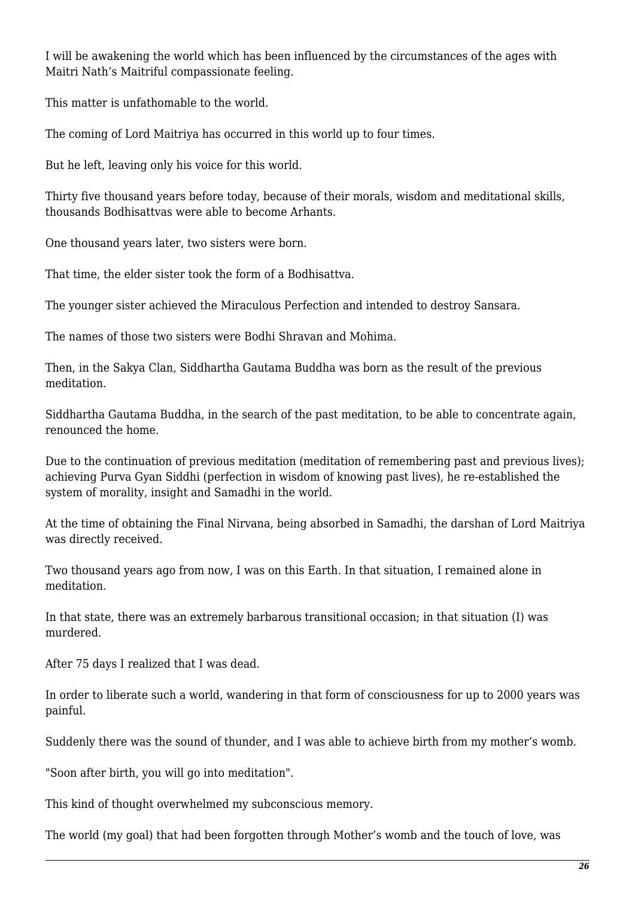I will be awakening the world which has been influenced by the circumstances of the ages with Maitri Nath's Maitriful compassionate feeling.

This matter is unfathomable to the world.

The coming of Lord Maitriya has occurred in this world up to four times.

But he left, leaving only his voice for this world.

Thirty five thousand years before today, because of their morals, wisdom and meditational skills, thousands Bodhisattvas were able to become Arhants.

One thousand years later, two sisters were born.

That time, the elder sister took the form of a Bodhisattva.

The younger sister achieved the Miraculous Perfection and intended to destroy Sansara.

The names of those two sisters were Bodhi Shravan and Mohima.

Then, in the Sakya Clan, Siddhartha Gautama Buddha was born as the result of the previous meditation.

Siddhartha Gautama Buddha, in the search of the past meditation, to be able to concentrate again, renounced the home.

Due to the continuation of previous meditation (meditation of remembering past and previous lives); achieving Purva Gyan Siddhi (perfection in wisdom of knowing past lives), he re-established the system of morality, insight and Samadhi in the world.

At the time of obtaining the Final Nirvana, being absorbed in Samadhi, the darshan of Lord Maitriya was directly received.

Two thousand years ago from now, I was on this Earth. In that situation, I remained alone in meditation.

In that state, there was an extremely barbarous transitional occasion; in that situation (I) was murdered.

After 75 days I realized that I was dead.

In order to liberate such a world, wandering in that form of consciousness for up to 2000 years was painful.

Suddenly there was the sound of thunder, and I was able to achieve birth from my mother's womb.

"Soon after birth, you will go into meditation".

This kind of thought overwhelmed my subconscious memory.

The world (my goal) that had been forgotten through Mother's womb and the touch of love, was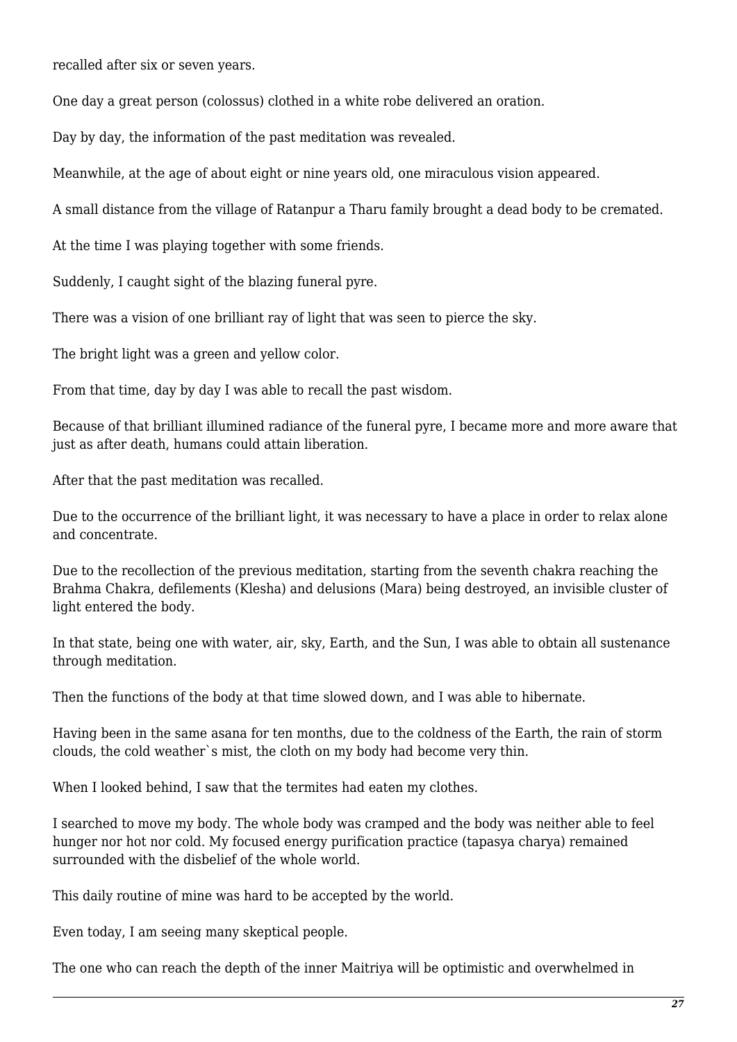recalled after six or seven years.

One day a great person (colossus) clothed in a white robe delivered an oration.

Day by day, the information of the past meditation was revealed.

Meanwhile, at the age of about eight or nine years old, one miraculous vision appeared.

A small distance from the village of Ratanpur a Tharu family brought a dead body to be cremated.

At the time I was playing together with some friends.

Suddenly, I caught sight of the blazing funeral pyre.

There was a vision of one brilliant ray of light that was seen to pierce the sky.

The bright light was a green and yellow color.

From that time, day by day I was able to recall the past wisdom.

Because of that brilliant illumined radiance of the funeral pyre, I became more and more aware that just as after death, humans could attain liberation.

After that the past meditation was recalled.

Due to the occurrence of the brilliant light, it was necessary to have a place in order to relax alone and concentrate.

Due to the recollection of the previous meditation, starting from the seventh chakra reaching the Brahma Chakra, defilements (Klesha) and delusions (Mara) being destroyed, an invisible cluster of light entered the body.

In that state, being one with water, air, sky, Earth, and the Sun, I was able to obtain all sustenance through meditation.

Then the functions of the body at that time slowed down, and I was able to hibernate.

Having been in the same asana for ten months, due to the coldness of the Earth, the rain of storm clouds, the cold weather`s mist, the cloth on my body had become very thin.

When I looked behind, I saw that the termites had eaten my clothes.

I searched to move my body. The whole body was cramped and the body was neither able to feel hunger nor hot nor cold. My focused energy purification practice (tapasya charya) remained surrounded with the disbelief of the whole world.

This daily routine of mine was hard to be accepted by the world.

Even today, I am seeing many skeptical people.

The one who can reach the depth of the inner Maitriya will be optimistic and overwhelmed in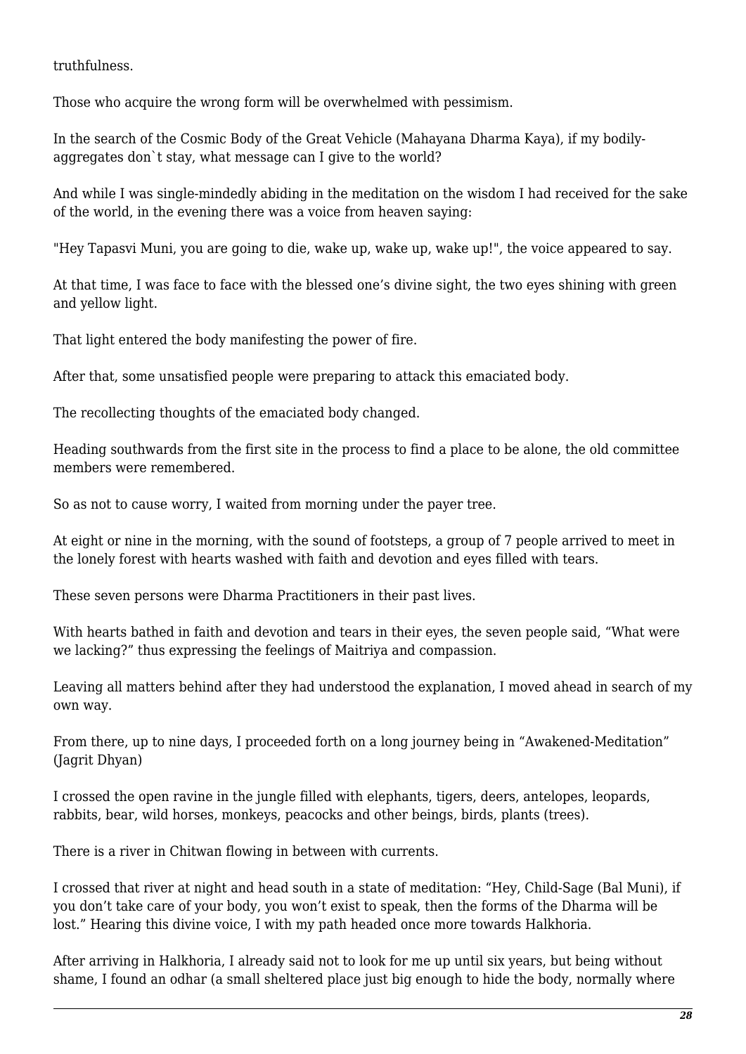truthfulness.

Those who acquire the wrong form will be overwhelmed with pessimism.

In the search of the Cosmic Body of the Great Vehicle (Mahayana Dharma Kaya), if my bodily-aggregates don`t stay, what message can I give to the world?

And while I was single-mindedly abiding in the meditation on the wisdom I had received for the sake of the world, in the evening there was a voice from heaven saying:

"Hey Tapasvi Muni, you are going to die, wake up, wake up, wake up!", the voice appeared to say.

At that time, I was face to face with the blessed one's divine sight, the two eyes shining with green and yellow light.

That light entered the body manifesting the power of fire.

After that, some unsatisfied people were preparing to attack this emaciated body.

The recollecting thoughts of the emaciated body changed.

Heading southwards from the first site in the process to find a place to be alone, the old committee members were remembered.

So as not to cause worry, I waited from morning under the payer tree.

At eight or nine in the morning, with the sound of footsteps, a group of 7 people arrived to meet in the lonely forest with hearts washed with faith and devotion and eyes filled with tears.

These seven persons were Dharma Practitioners in their past lives.

With hearts bathed in faith and devotion and tears in their eyes, the seven people said, "What were we lacking?" thus expressing the feelings of Maitriya and compassion.

Leaving all matters behind after they had understood the explanation, I moved ahead in search of my own way.

From there, up to nine days, I proceeded forth on a long journey being in "Awakened-Meditation" (Jagrit Dhyan)

I crossed the open ravine in the jungle filled with elephants, tigers, deers, antelopes, leopards, rabbits, bear, wild horses, monkeys, peacocks and other beings, birds, plants (trees).

There is a river in Chitwan flowing in between with currents.

I crossed that river at night and head south in a state of meditation: "Hey, Child-Sage (Bal Muni), if you don't take care of your body, you won't exist to speak, then the forms of the Dharma will be lost." Hearing this divine voice, I with my path headed once more towards Halkhoria.

After arriving in Halkhoria, I already said not to look for me up until six years, but being without shame, I found an odhar (a small sheltered place just big enough to hide the body, normally where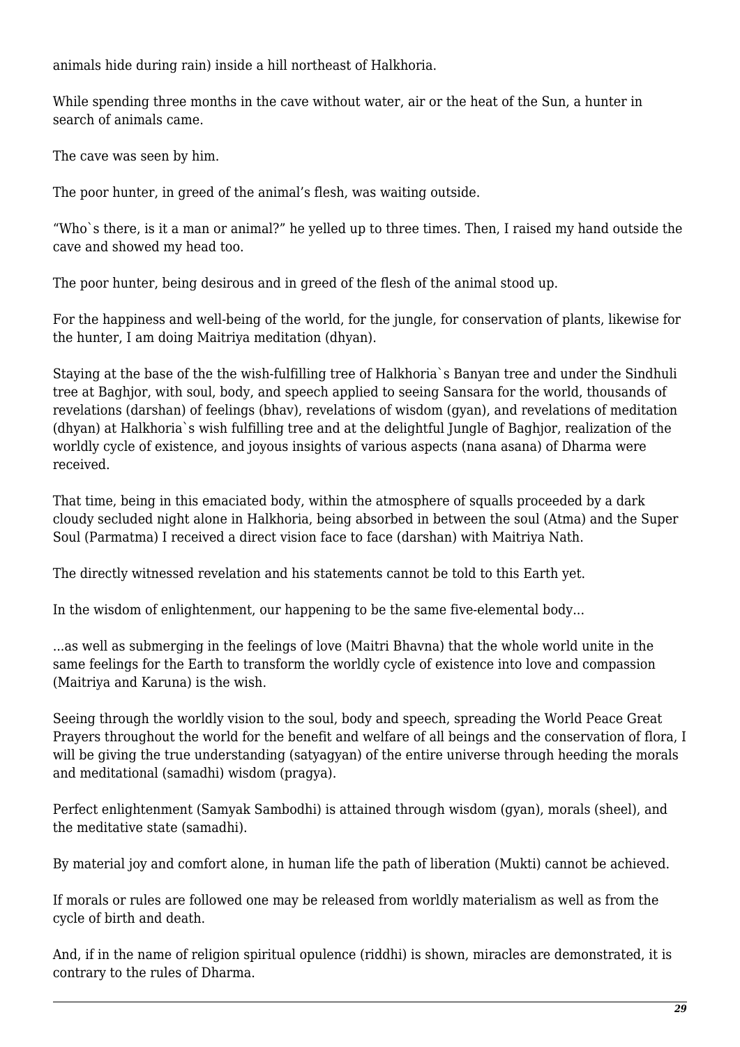animals hide during rain) inside a hill northeast of Halkhoria.

While spending three months in the cave without water, air or the heat of the Sun, a hunter in search of animals came.

The cave was seen by him.

The poor hunter, in greed of the animal's flesh, was waiting outside.

"Who`s there, is it a man or animal?" he yelled up to three times. Then, I raised my hand outside the cave and showed my head too.

The poor hunter, being desirous and in greed of the flesh of the animal stood up.

For the happiness and well-being of the world, for the jungle, for conservation of plants, likewise for the hunter, I am doing Maitriya meditation (dhyan).

Staying at the base of the the wish-fulfilling tree of Halkhoria`s Banyan tree and under the Sindhuli tree at Baghjor, with soul, body, and speech applied to seeing Sansara for the world, thousands of revelations (darshan) of feelings (bhav), revelations of wisdom (gyan), and revelations of meditation (dhyan) at Halkhoria`s wish fulfilling tree and at the delightful Jungle of Baghjor, realization of the worldly cycle of existence, and joyous insights of various aspects (nana asana) of Dharma were received.

That time, being in this emaciated body, within the atmosphere of squalls proceeded by a dark cloudy secluded night alone in Halkhoria, being absorbed in between the soul (Atma) and the Super Soul (Parmatma) I received a direct vision face to face (darshan) with Maitriya Nath.

The directly witnessed revelation and his statements cannot be told to this Earth yet.

In the wisdom of enlightenment, our happening to be the same five-elemental body...

...as well as submerging in the feelings of love (Maitri Bhavna) that the whole world unite in the same feelings for the Earth to transform the worldly cycle of existence into love and compassion (Maitriya and Karuna) is the wish.

Seeing through the worldly vision to the soul, body and speech, spreading the World Peace Great Prayers throughout the world for the benefit and welfare of all beings and the conservation of flora, I will be giving the true understanding (satyagyan) of the entire universe through heeding the morals and meditational (samadhi) wisdom (pragya).

Perfect enlightenment (Samyak Sambodhi) is attained through wisdom (gyan), morals (sheel), and the meditative state (samadhi).

By material joy and comfort alone, in human life the path of liberation (Mukti) cannot be achieved.

If morals or rules are followed one may be released from worldly materialism as well as from the cycle of birth and death.

And, if in the name of religion spiritual opulence (riddhi) is shown, miracles are demonstrated, it is contrary to the rules of Dharma.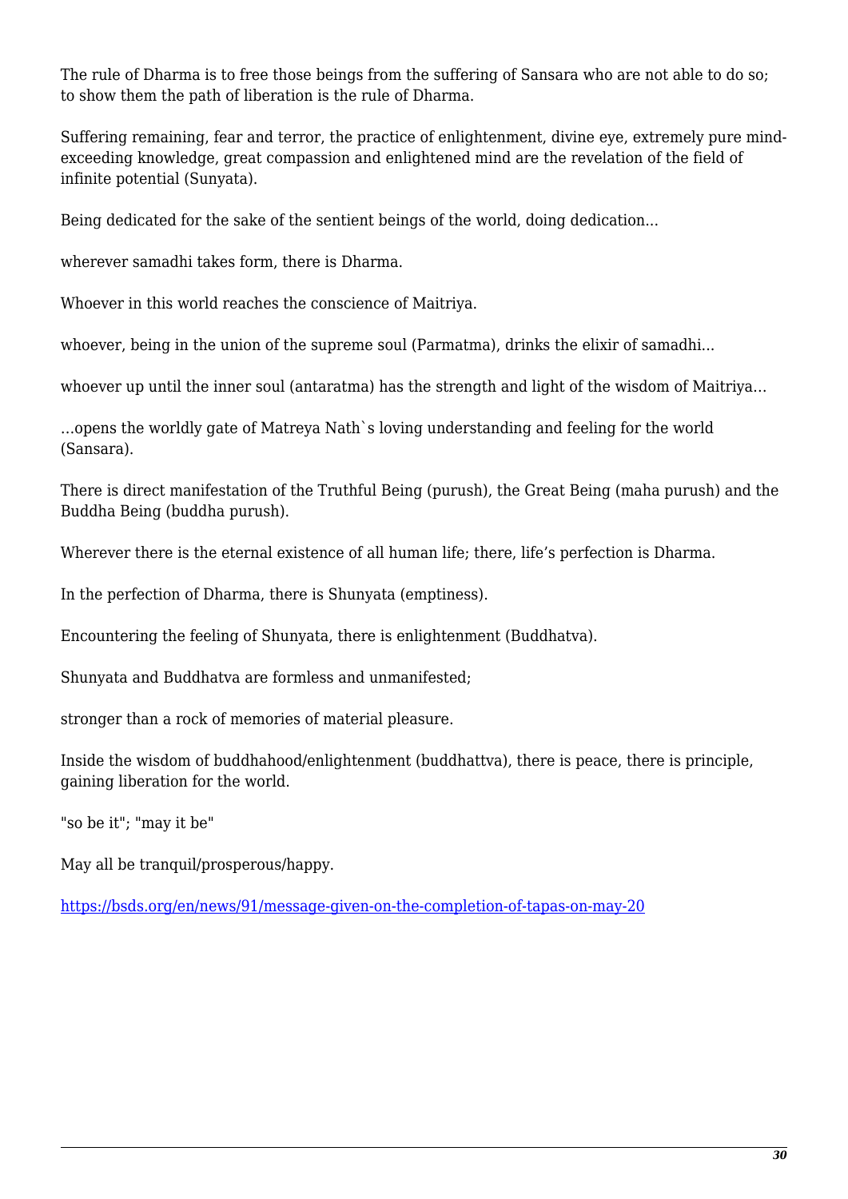The rule of Dharma is to free those beings from the suffering of Sansara who are not able to do so; to show them the path of liberation is the rule of Dharma.

Suffering remaining, fear and terror, the practice of enlightenment, divine eye, extremely pure mind-exceeding knowledge, great compassion and enlightened mind are the revelation of the field of infinite potential (Sunyata).

Being dedicated for the sake of the sentient beings of the world, doing dedication...

wherever samadhi takes form, there is Dharma.

Whoever in this world reaches the conscience of Maitriya.

whoever, being in the union of the supreme soul (Parmatma), drinks the elixir of samadhi...

whoever up until the inner soul (antaratma) has the strength and light of the wisdom of Maitriya...

...opens the worldly gate of Matreya Nath`s loving understanding and feeling for the world (Sansara).

There is direct manifestation of the Truthful Being (purush), the Great Being (maha purush) and the Buddha Being (buddha purush).

Wherever there is the eternal existence of all human life; there, life’s perfection is Dharma.

In the perfection of Dharma, there is Shunyata (emptiness).

Encountering the feeling of Shunyata, there is enlightenment (Buddhatva).

Shunyata and Buddhatva are formless and unmanifested;

stronger than a rock of memories of material pleasure.

Inside the wisdom of buddhahood/enlightenment (buddhattva), there is peace, there is principle, gaining liberation for the world.

"so be it"; "may it be"

May all be tranquil/prosperous/happy.

https://bsds.org/en/news/91/message-given-on-the-completion-of-tapas-on-may-20